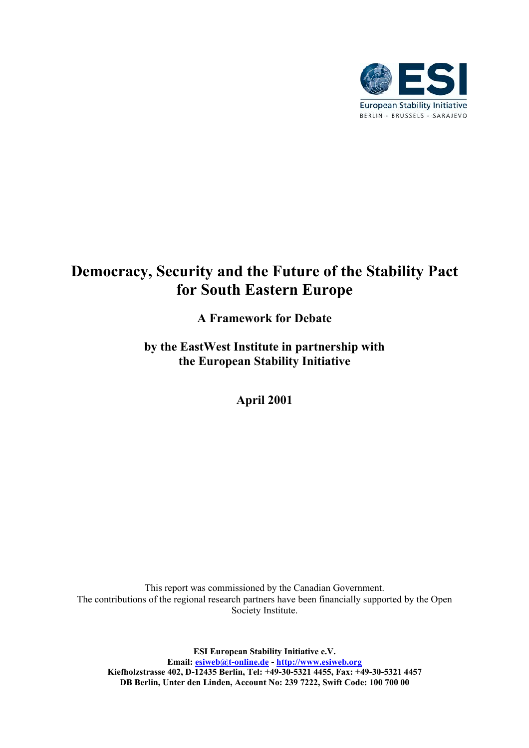ESI

European Stability Initiative

BERLIN - BRUSSELS - SARAJEVO

# Democracy, Security and the Future of the Stability Pact for South Eastern Europe

## A Framework for Debate

**by the EastWest Institute in partnership with the European Stability Initiative**

**April 2001**

This report was commissioned by the Canadian Government.
The contributions of the regional research partners have been financially supported by the Open Society Institute.

**ESI European Stability Initiative e.V.**
**Email: [esiweb@t-online.de](mailto:esiweb@t-online.de) - [http://www.esiweb.org](http://www.esiweb.org)**
**Kiefholzstrasse 402, D-12435 Berlin, Tel: +49-30-5321 4455, Fax: +49-30-5321 4457**
**DB Berlin, Unter den Linden, Account No: 239 7222, Swift Code: 100 700 00**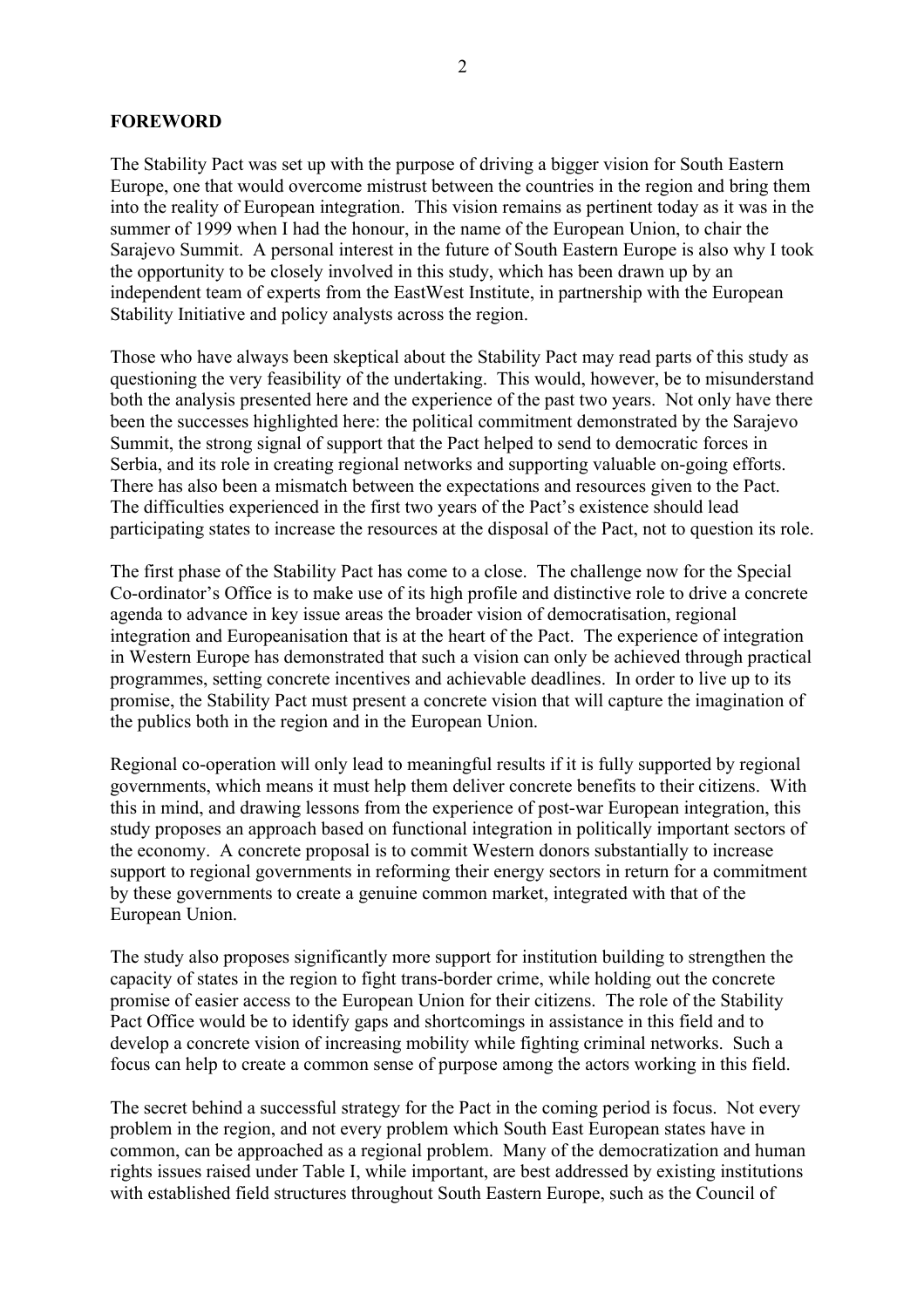**FOREWORD**

The Stability Pact was set up with the purpose of driving a bigger vision for South Eastern Europe, one that would overcome mistrust between the countries in the region and bring them into the reality of European integration. This vision remains as pertinent today as it was in the summer of 1999 when I had the honour, in the name of the European Union, to chair the Sarajevo Summit. A personal interest in the future of South Eastern Europe is also why I took the opportunity to be closely involved in this study, which has been drawn up by an independent team of experts from the EastWest Institute, in partnership with the European Stability Initiative and policy analysts across the region.

Those who have always been skeptical about the Stability Pact may read parts of this study as questioning the very feasibility of the undertaking. This would, however, be to misunderstand both the analysis presented here and the experience of the past two years. Not only have there been the successes highlighted here: the political commitment demonstrated by the Sarajevo Summit, the strong signal of support that the Pact helped to send to democratic forces in Serbia, and its role in creating regional networks and supporting valuable on-going efforts. There has also been a mismatch between the expectations and resources given to the Pact. The difficulties experienced in the first two years of the Pact's existence should lead participating states to increase the resources at the disposal of the Pact, not to question its role.

The first phase of the Stability Pact has come to a close. The challenge now for the Special Co-ordinator's Office is to make use of its high profile and distinctive role to drive a concrete agenda to advance in key issue areas the broader vision of democratisation, regional integration and Europeanisation that is at the heart of the Pact. The experience of integration in Western Europe has demonstrated that such a vision can only be achieved through practical programmes, setting concrete incentives and achievable deadlines. In order to live up to its promise, the Stability Pact must present a concrete vision that will capture the imagination of the publics both in the region and in the European Union.

Regional co-operation will only lead to meaningful results if it is fully supported by regional governments, which means it must help them deliver concrete benefits to their citizens. With this in mind, and drawing lessons from the experience of post-war European integration, this study proposes an approach based on functional integration in politically important sectors of the economy. A concrete proposal is to commit Western donors substantially to increase support to regional governments in reforming their energy sectors in return for a commitment by these governments to create a genuine common market, integrated with that of the European Union.

The study also proposes significantly more support for institution building to strengthen the capacity of states in the region to fight trans-border crime, while holding out the concrete promise of easier access to the European Union for their citizens. The role of the Stability Pact Office would be to identify gaps and shortcomings in assistance in this field and to develop a concrete vision of increasing mobility while fighting criminal networks. Such a focus can help to create a common sense of purpose among the actors working in this field.

The secret behind a successful strategy for the Pact in the coming period is focus. Not every problem in the region, and not every problem which South East European states have in common, can be approached as a regional problem. Many of the democratization and human rights issues raised under Table I, while important, are best addressed by existing institutions with established field structures throughout South Eastern Europe, such as the Council of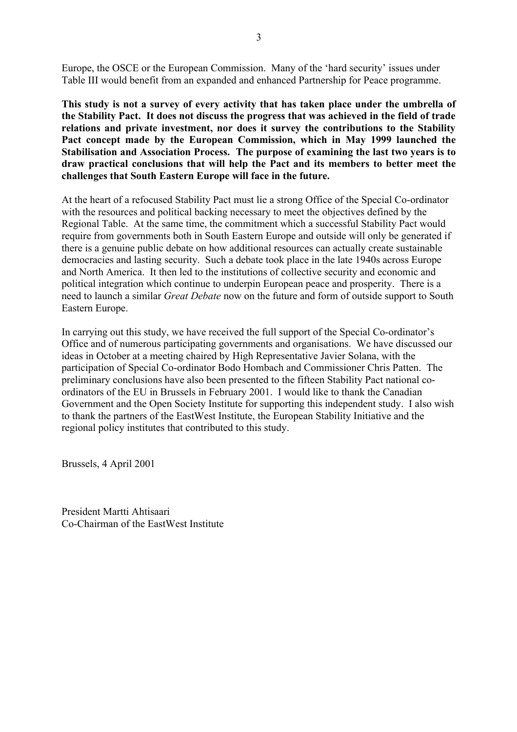Europe, the OSCE or the European Commission. Many of the 'hard security' issues under Table III would benefit from an expanded and enhanced Partnership for Peace programme.

**This study is not a survey of every activity that has taken place under the umbrella of the Stability Pact. It does not discuss the progress that was achieved in the field of trade relations and private investment, nor does it survey the contributions to the Stability Pact concept made by the European Commission, which in May 1999 launched the Stabilisation and Association Process. The purpose of examining the last two years is to draw practical conclusions that will help the Pact and its members to better meet the challenges that South Eastern Europe will face in the future.**

At the heart of a refocused Stability Pact must lie a strong Office of the Special Co-ordinator with the resources and political backing necessary to meet the objectives defined by the Regional Table. At the same time, the commitment which a successful Stability Pact would require from governments both in South Eastern Europe and outside will only be generated if there is a genuine public debate on how additional resources can actually create sustainable democracies and lasting security. Such a debate took place in the late 1940s across Europe and North America. It then led to the institutions of collective security and economic and political integration which continue to underpin European peace and prosperity. There is a need to launch a similar *Great Debate* now on the future and form of outside support to South Eastern Europe.

In carrying out this study, we have received the full support of the Special Co-ordinator's Office and of numerous participating governments and organisations. We have discussed our ideas in October at a meeting chaired by High Representative Javier Solana, with the participation of Special Co-ordinator Bodo Hombach and Commissioner Chris Patten. The preliminary conclusions have also been presented to the fifteen Stability Pact national co-ordinators of the EU in Brussels in February 2001. I would like to thank the Canadian Government and the Open Society Institute for supporting this independent study. I also wish to thank the partners of the EastWest Institute, the European Stability Initiative and the regional policy institutes that contributed to this study.

Brussels, 4 April 2001

President Martti Ahtisaari
Co-Chairman of the EastWest Institute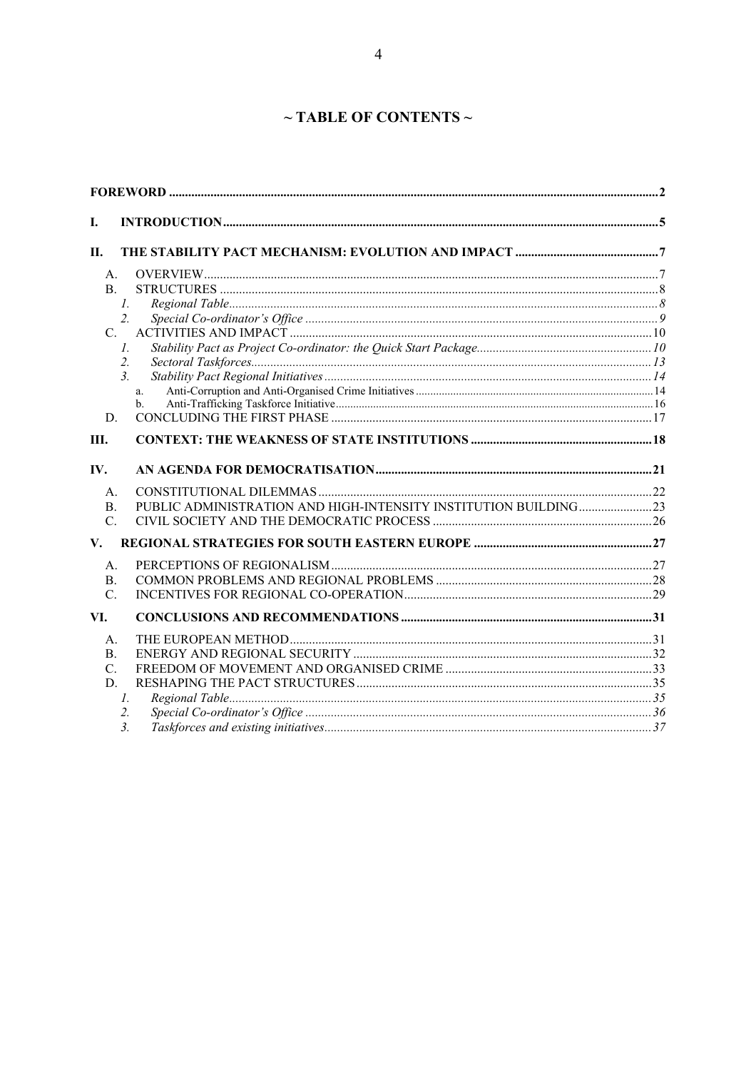# ~ TABLE OF CONTENTS ~

**FOREWORD** ... 2

**I. INTRODUCTION** ... 5

**II. THE STABILITY PACT MECHANISM: EVOLUTION AND IMPACT** ... 7

- A. OVERVIEW ... 7
- B. STRUCTURES ... 8
  - 1. *Regional Table* ... 8
  - 2. *Special Co-ordinator's Office* ... 9
- C. ACTIVITIES AND IMPACT ... 10
  - 1. *Stability Pact as Project Co-ordinator: the Quick Start Package* ... 10
  - 2. *Sectoral Taskforces* ... 13
  - 3. *Stability Pact Regional Initiatives* ... 14
    - a. Anti-Corruption and Anti-Organised Crime Initiatives ... 14
    - b. Anti-Trafficking Taskforce Initiative ... 16
- D. CONCLUDING THE FIRST PHASE ... 17

**III. CONTEXT: THE WEAKNESS OF STATE INSTITUTIONS** ... 18

**IV. AN AGENDA FOR DEMOCRATISATION** ... 21

- A. CONSTITUTIONAL DILEMMAS ... 22
- B. PUBLIC ADMINISTRATION AND HIGH-INTENSITY INSTITUTION BUILDING ... 23
- C. CIVIL SOCIETY AND THE DEMOCRATIC PROCESS ... 26

**V. REGIONAL STRATEGIES FOR SOUTH EASTERN EUROPE** ... 27

- A. PERCEPTIONS OF REGIONALISM ... 27
- B. COMMON PROBLEMS AND REGIONAL PROBLEMS ... 28
- C. INCENTIVES FOR REGIONAL CO-OPERATION ... 29

**VI. CONCLUSIONS AND RECOMMENDATIONS** ... 31

- A. THE EUROPEAN METHOD ... 31
- B. ENERGY AND REGIONAL SECURITY ... 32
- C. FREEDOM OF MOVEMENT AND ORGANISED CRIME ... 33
- D. RESHAPING THE PACT STRUCTURES ... 35
  - 1. *Regional Table* ... 35
  - 2. *Special Co-ordinator's Office* ... 36
  - 3. *Taskforces and existing initiatives* ... 37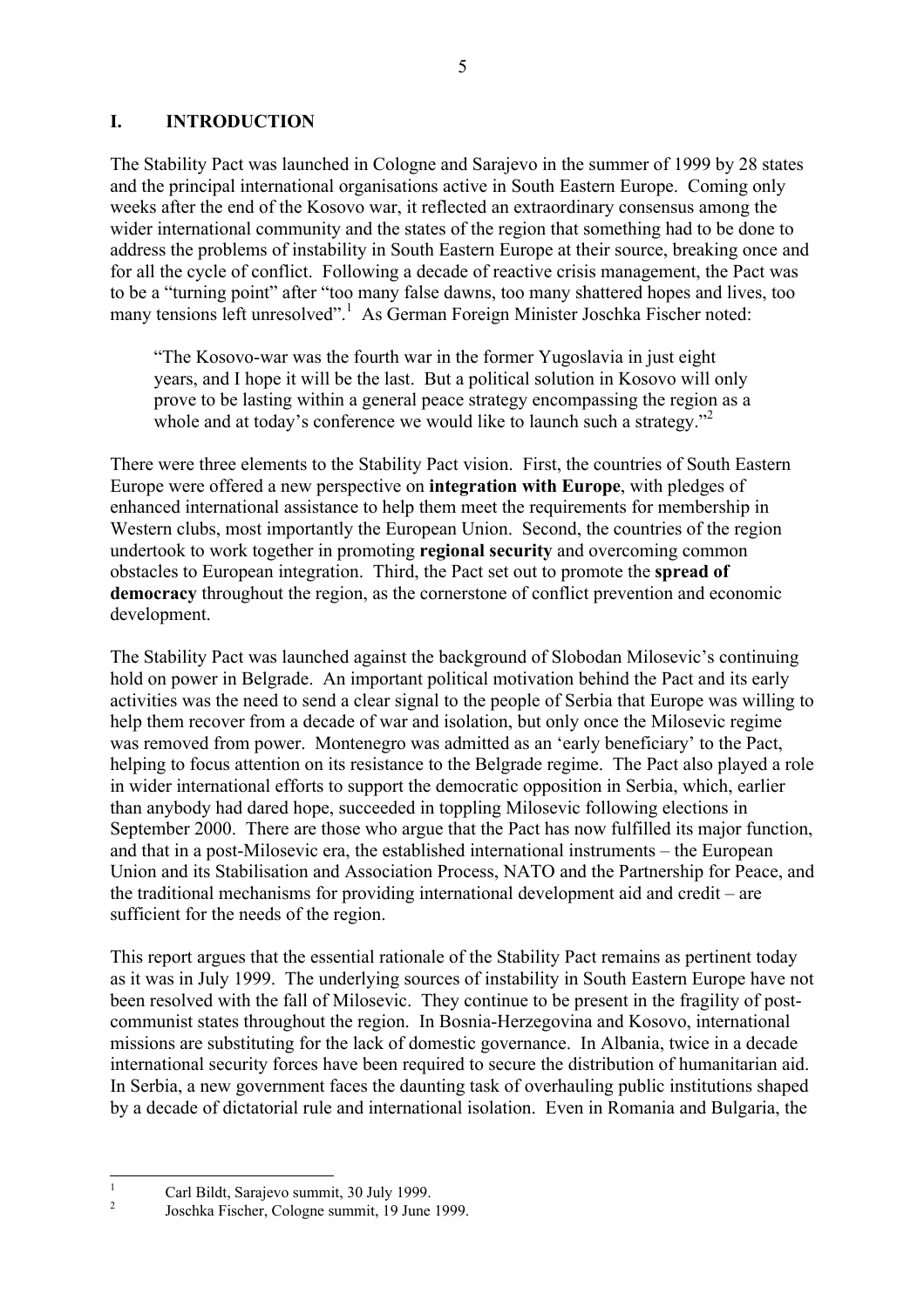# I. INTRODUCTION

The Stability Pact was launched in Cologne and Sarajevo in the summer of 1999 by 28 states and the principal international organisations active in South Eastern Europe. Coming only weeks after the end of the Kosovo war, it reflected an extraordinary consensus among the wider international community and the states of the region that something had to be done to address the problems of instability in South Eastern Europe at their source, breaking once and for all the cycle of conflict. Following a decade of reactive crisis management, the Pact was to be a "turning point" after "too many false dawns, too many shattered hopes and lives, too many tensions left unresolved".[1] As German Foreign Minister Joschka Fischer noted:

> "The Kosovo-war was the fourth war in the former Yugoslavia in just eight years, and I hope it will be the last. But a political solution in Kosovo will only prove to be lasting within a general peace strategy encompassing the region as a whole and at today's conference we would like to launch such a strategy."[2]

There were three elements to the Stability Pact vision. First, the countries of South Eastern Europe were offered a new perspective on **integration with Europe**, with pledges of enhanced international assistance to help them meet the requirements for membership in Western clubs, most importantly the European Union. Second, the countries of the region undertook to work together in promoting **regional security** and overcoming common obstacles to European integration. Third, the Pact set out to promote the **spread of democracy** throughout the region, as the cornerstone of conflict prevention and economic development.

The Stability Pact was launched against the background of Slobodan Milosevic's continuing hold on power in Belgrade. An important political motivation behind the Pact and its early activities was the need to send a clear signal to the people of Serbia that Europe was willing to help them recover from a decade of war and isolation, but only once the Milosevic regime was removed from power. Montenegro was admitted as an 'early beneficiary' to the Pact, helping to focus attention on its resistance to the Belgrade regime. The Pact also played a role in wider international efforts to support the democratic opposition in Serbia, which, earlier than anybody had dared hope, succeeded in toppling Milosevic following elections in September 2000. There are those who argue that the Pact has now fulfilled its major function, and that in a post-Milosevic era, the established international instruments – the European Union and its Stabilisation and Association Process, NATO and the Partnership for Peace, and the traditional mechanisms for providing international development aid and credit – are sufficient for the needs of the region.

This report argues that the essential rationale of the Stability Pact remains as pertinent today as it was in July 1999. The underlying sources of instability in South Eastern Europe have not been resolved with the fall of Milosevic. They continue to be present in the fragility of post-communist states throughout the region. In Bosnia-Herzegovina and Kosovo, international missions are substituting for the lack of domestic governance. In Albania, twice in a decade international security forces have been required to secure the distribution of humanitarian aid. In Serbia, a new government faces the daunting task of overhauling public institutions shaped by a decade of dictatorial rule and international isolation. Even in Romania and Bulgaria, the

---

[1] Carl Bildt, Sarajevo summit, 30 July 1999.

[2] Joschka Fischer, Cologne summit, 19 June 1999.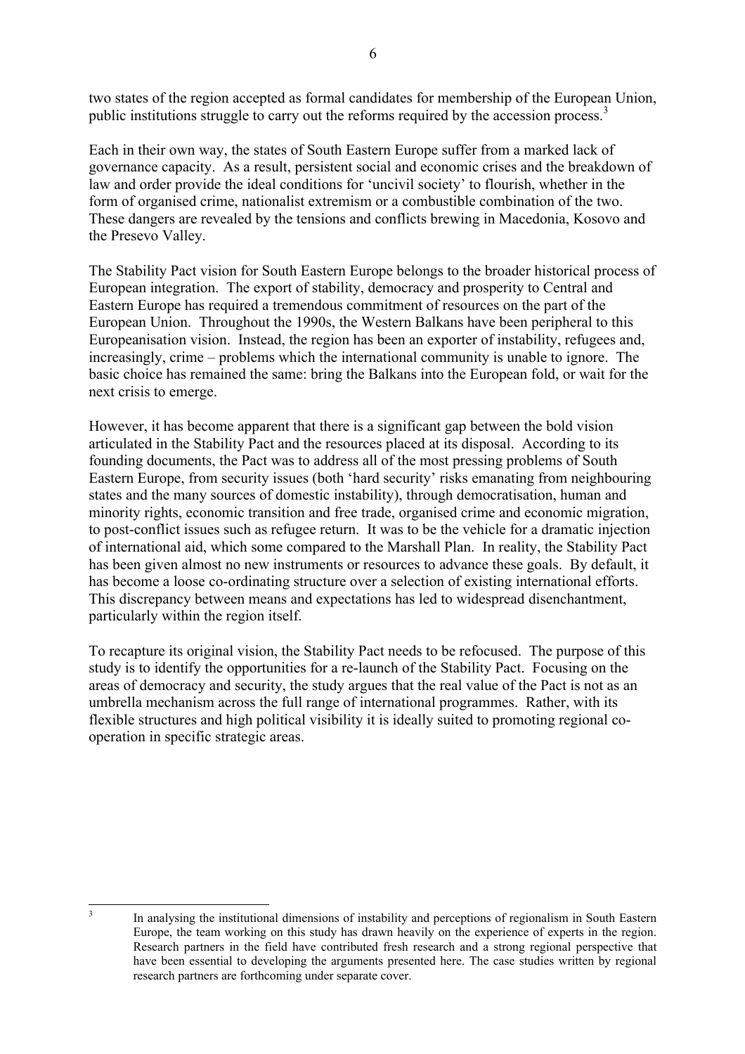two states of the region accepted as formal candidates for membership of the European Union, public institutions struggle to carry out the reforms required by the accession process.[3]

Each in their own way, the states of South Eastern Europe suffer from a marked lack of governance capacity. As a result, persistent social and economic crises and the breakdown of law and order provide the ideal conditions for 'uncivil society' to flourish, whether in the form of organised crime, nationalist extremism or a combustible combination of the two. These dangers are revealed by the tensions and conflicts brewing in Macedonia, Kosovo and the Presevo Valley.

The Stability Pact vision for South Eastern Europe belongs to the broader historical process of European integration. The export of stability, democracy and prosperity to Central and Eastern Europe has required a tremendous commitment of resources on the part of the European Union. Throughout the 1990s, the Western Balkans have been peripheral to this Europeanisation vision. Instead, the region has been an exporter of instability, refugees and, increasingly, crime – problems which the international community is unable to ignore. The basic choice has remained the same: bring the Balkans into the European fold, or wait for the next crisis to emerge.

However, it has become apparent that there is a significant gap between the bold vision articulated in the Stability Pact and the resources placed at its disposal. According to its founding documents, the Pact was to address all of the most pressing problems of South Eastern Europe, from security issues (both 'hard security' risks emanating from neighbouring states and the many sources of domestic instability), through democratisation, human and minority rights, economic transition and free trade, organised crime and economic migration, to post-conflict issues such as refugee return. It was to be the vehicle for a dramatic injection of international aid, which some compared to the Marshall Plan. In reality, the Stability Pact has been given almost no new instruments or resources to advance these goals. By default, it has become a loose co-ordinating structure over a selection of existing international efforts. This discrepancy between means and expectations has led to widespread disenchantment, particularly within the region itself.

To recapture its original vision, the Stability Pact needs to be refocused. The purpose of this study is to identify the opportunities for a re-launch of the Stability Pact. Focusing on the areas of democracy and security, the study argues that the real value of the Pact is not as an umbrella mechanism across the full range of international programmes. Rather, with its flexible structures and high political visibility it is ideally suited to promoting regional co-operation in specific strategic areas.

---

[3] In analysing the institutional dimensions of instability and perceptions of regionalism in South Eastern Europe, the team working on this study has drawn heavily on the experience of experts in the region. Research partners in the field have contributed fresh research and a strong regional perspective that have been essential to developing the arguments presented here. The case studies written by regional research partners are forthcoming under separate cover.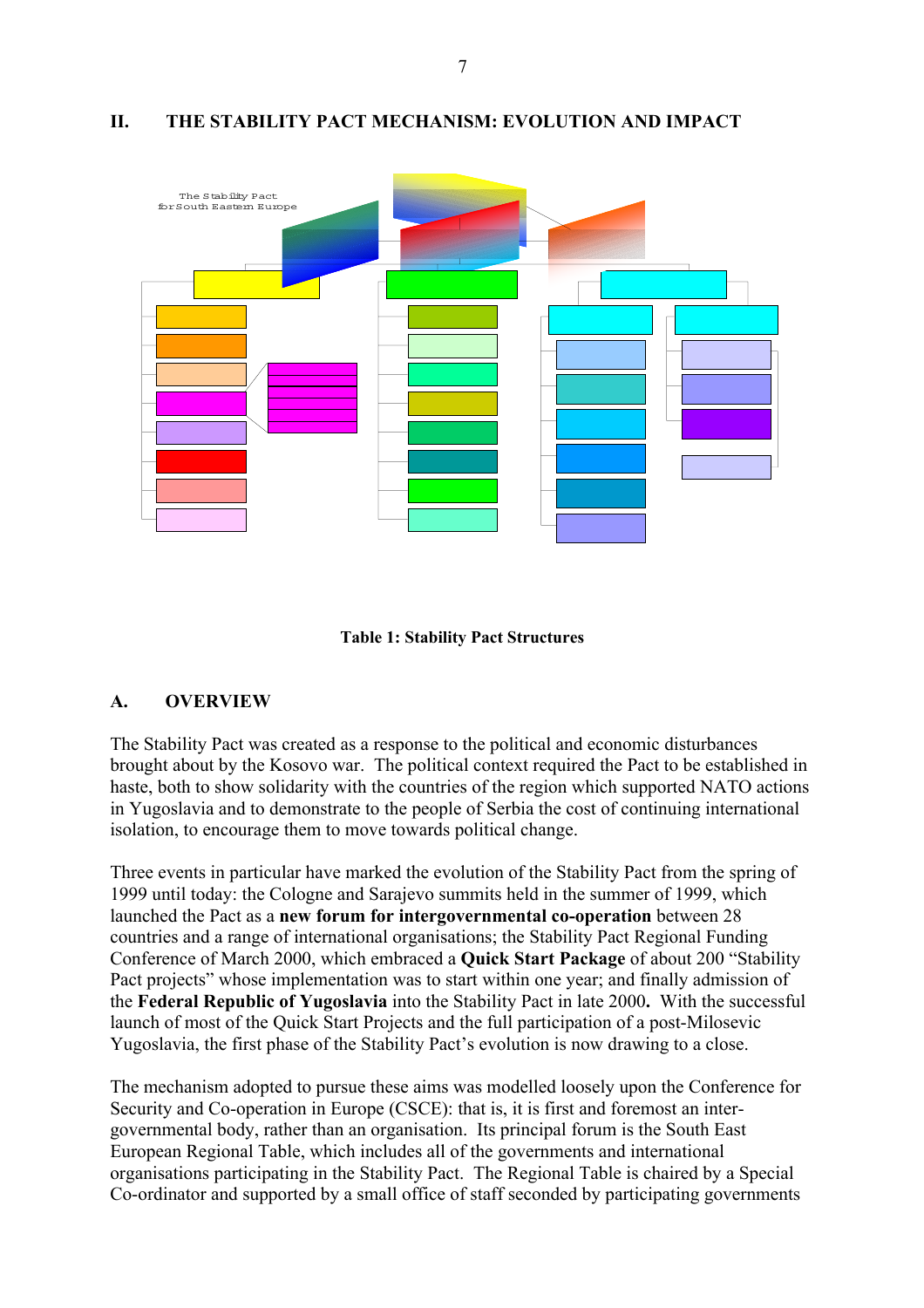## II. THE STABILITY PACT MECHANISM: EVOLUTION AND IMPACT

The Stability Pact for South Eastern Europe

**Table 1: Stability Pact Structures**

### A. OVERVIEW

The Stability Pact was created as a response to the political and economic disturbances brought about by the Kosovo war. The political context required the Pact to be established in haste, both to show solidarity with the countries of the region which supported NATO actions in Yugoslavia and to demonstrate to the people of Serbia the cost of continuing international isolation, to encourage them to move towards political change.

Three events in particular have marked the evolution of the Stability Pact from the spring of 1999 until today: the Cologne and Sarajevo summits held in the summer of 1999, which launched the Pact as a **new forum for intergovernmental co-operation** between 28 countries and a range of international organisations; the Stability Pact Regional Funding Conference of March 2000, which embraced a **Quick Start Package** of about 200 "Stability Pact projects" whose implementation was to start within one year; and finally admission of the **Federal Republic of Yugoslavia** into the Stability Pact in late 2000**.** With the successful launch of most of the Quick Start Projects and the full participation of a post-Milosevic Yugoslavia, the first phase of the Stability Pact's evolution is now drawing to a close.

The mechanism adopted to pursue these aims was modelled loosely upon the Conference for Security and Co-operation in Europe (CSCE): that is, it is first and foremost an inter-governmental body, rather than an organisation. Its principal forum is the South East European Regional Table, which includes all of the governments and international organisations participating in the Stability Pact. The Regional Table is chaired by a Special Co-ordinator and supported by a small office of staff seconded by participating governments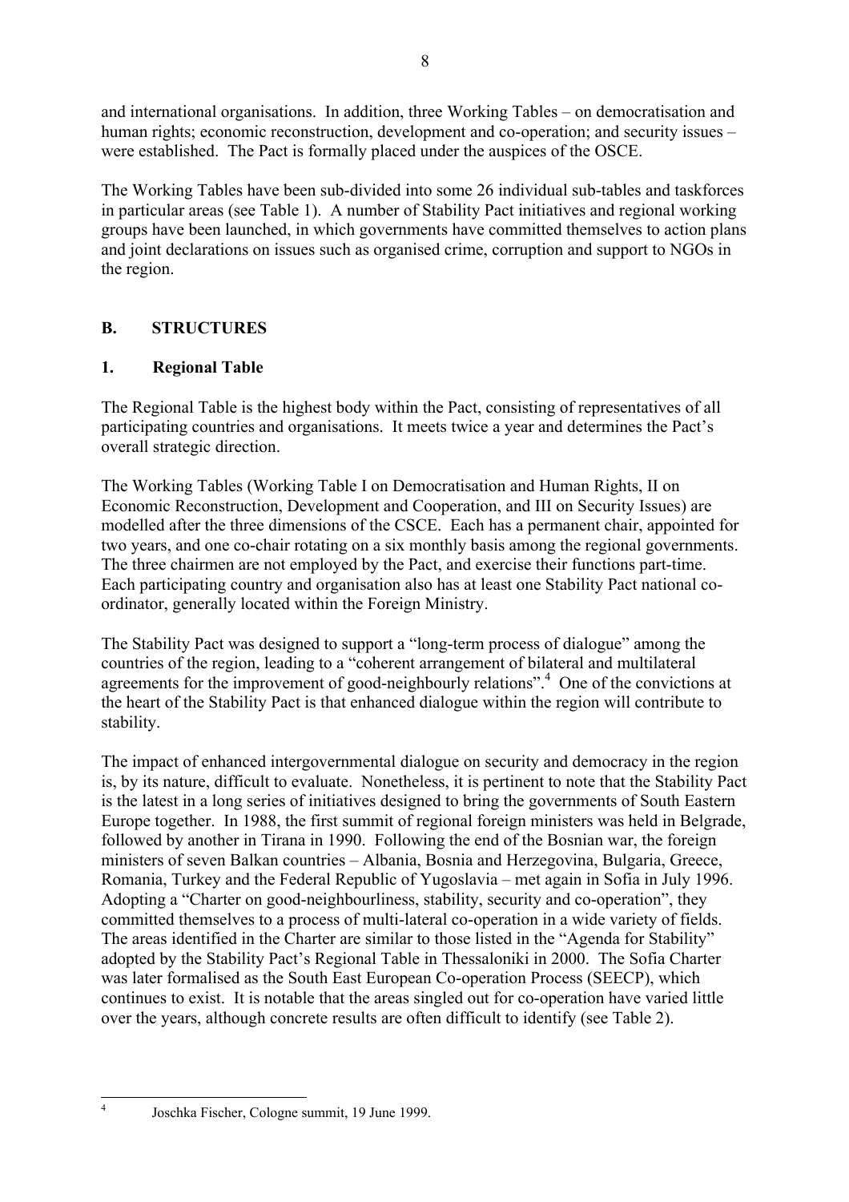and international organisations. In addition, three Working Tables – on democratisation and human rights; economic reconstruction, development and co-operation; and security issues – were established. The Pact is formally placed under the auspices of the OSCE.

The Working Tables have been sub-divided into some 26 individual sub-tables and taskforces in particular areas (see Table 1). A number of Stability Pact initiatives and regional working groups have been launched, in which governments have committed themselves to action plans and joint declarations on issues such as organised crime, corruption and support to NGOs in the region.

## B. STRUCTURES

### 1. Regional Table

The Regional Table is the highest body within the Pact, consisting of representatives of all participating countries and organisations. It meets twice a year and determines the Pact's overall strategic direction.

The Working Tables (Working Table I on Democratisation and Human Rights, II on Economic Reconstruction, Development and Cooperation, and III on Security Issues) are modelled after the three dimensions of the CSCE. Each has a permanent chair, appointed for two years, and one co-chair rotating on a six monthly basis among the regional governments. The three chairmen are not employed by the Pact, and exercise their functions part-time. Each participating country and organisation also has at least one Stability Pact national co-ordinator, generally located within the Foreign Ministry.

The Stability Pact was designed to support a "long-term process of dialogue" among the countries of the region, leading to a "coherent arrangement of bilateral and multilateral agreements for the improvement of good-neighbourly relations".[4] One of the convictions at the heart of the Stability Pact is that enhanced dialogue within the region will contribute to stability.

The impact of enhanced intergovernmental dialogue on security and democracy in the region is, by its nature, difficult to evaluate. Nonetheless, it is pertinent to note that the Stability Pact is the latest in a long series of initiatives designed to bring the governments of South Eastern Europe together. In 1988, the first summit of regional foreign ministers was held in Belgrade, followed by another in Tirana in 1990. Following the end of the Bosnian war, the foreign ministers of seven Balkan countries – Albania, Bosnia and Herzegovina, Bulgaria, Greece, Romania, Turkey and the Federal Republic of Yugoslavia – met again in Sofia in July 1996. Adopting a "Charter on good-neighbourliness, stability, security and co-operation", they committed themselves to a process of multi-lateral co-operation in a wide variety of fields. The areas identified in the Charter are similar to those listed in the "Agenda for Stability" adopted by the Stability Pact's Regional Table in Thessaloniki in 2000. The Sofia Charter was later formalised as the South East European Co-operation Process (SEECP), which continues to exist. It is notable that the areas singled out for co-operation have varied little over the years, although concrete results are often difficult to identify (see Table 2).

---

[4] Joschka Fischer, Cologne summit, 19 June 1999.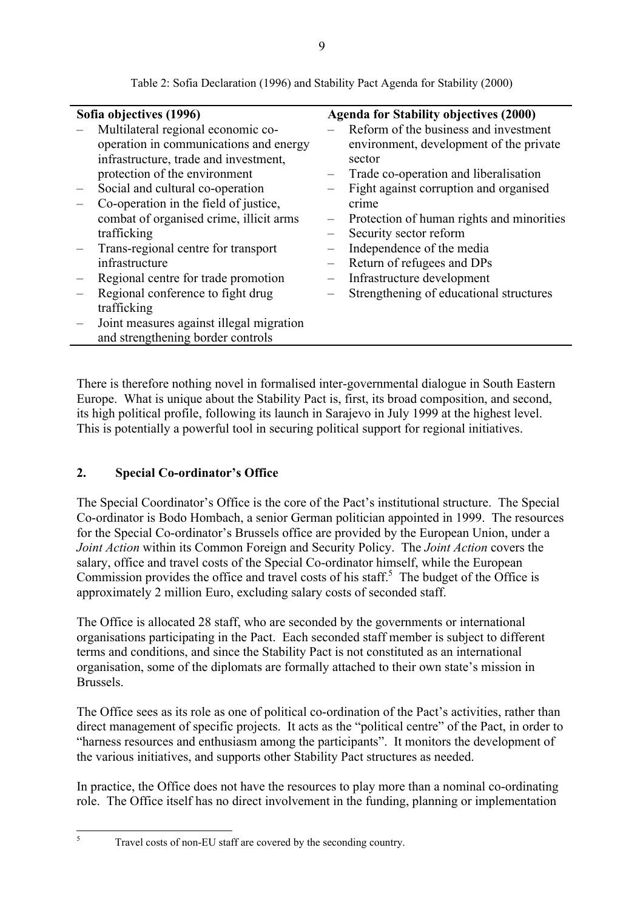Table 2: Sofia Declaration (1996) and Stability Pact Agenda for Stability (2000)

| Sofia objectives (1996) | Agenda for Stability objectives (2000) |
|---|---|
| – Multilateral regional economic co-operation in communications and energy infrastructure, trade and investment, protection of the environment<br>– Social and cultural co-operation<br>– Co-operation in the field of justice, combat of organised crime, illicit arms trafficking<br>– Trans-regional centre for transport infrastructure<br>– Regional centre for trade promotion<br>– Regional conference to fight drug trafficking<br>– Joint measures against illegal migration and strengthening border controls | – Reform of the business and investment environment, development of the private sector<br>– Trade co-operation and liberalisation<br>– Fight against corruption and organised crime<br>– Protection of human rights and minorities<br>– Security sector reform<br>– Independence of the media<br>– Return of refugees and DPs<br>– Infrastructure development<br>– Strengthening of educational structures |

There is therefore nothing novel in formalised inter-governmental dialogue in South Eastern Europe. What is unique about the Stability Pact is, first, its broad composition, and second, its high political profile, following its launch in Sarajevo in July 1999 at the highest level. This is potentially a powerful tool in securing political support for regional initiatives.

## 2. Special Co-ordinator's Office

The Special Coordinator's Office is the core of the Pact's institutional structure. The Special Co-ordinator is Bodo Hombach, a senior German politician appointed in 1999. The resources for the Special Co-ordinator's Brussels office are provided by the European Union, under a *Joint Action* within its Common Foreign and Security Policy. The *Joint Action* covers the salary, office and travel costs of the Special Co-ordinator himself, while the European Commission provides the office and travel costs of his staff.[5] The budget of the Office is approximately 2 million Euro, excluding salary costs of seconded staff.

The Office is allocated 28 staff, who are seconded by the governments or international organisations participating in the Pact. Each seconded staff member is subject to different terms and conditions, and since the Stability Pact is not constituted as an international organisation, some of the diplomats are formally attached to their own state's mission in Brussels.

The Office sees as its role as one of political co-ordination of the Pact's activities, rather than direct management of specific projects. It acts as the "political centre" of the Pact, in order to "harness resources and enthusiasm among the participants". It monitors the development of the various initiatives, and supports other Stability Pact structures as needed.

In practice, the Office does not have the resources to play more than a nominal co-ordinating role. The Office itself has no direct involvement in the funding, planning or implementation

[5] Travel costs of non-EU staff are covered by the seconding country.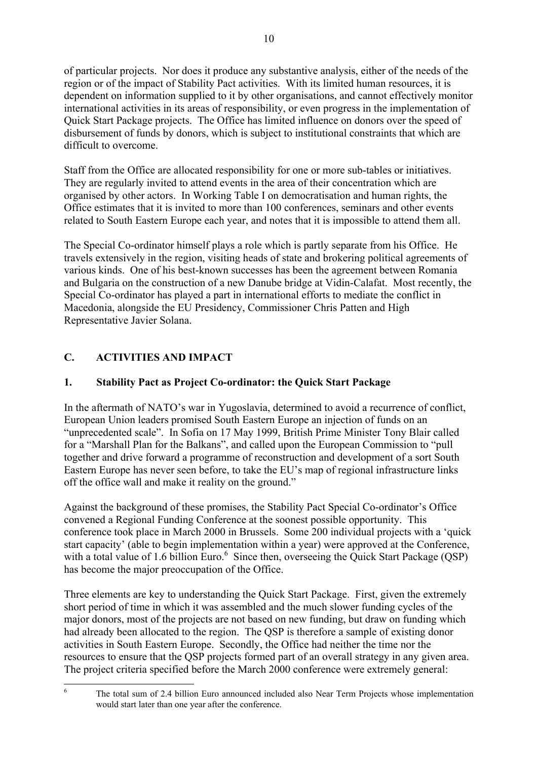of particular projects. Nor does it produce any substantive analysis, either of the needs of the region or of the impact of Stability Pact activities. With its limited human resources, it is dependent on information supplied to it by other organisations, and cannot effectively monitor international activities in its areas of responsibility, or even progress in the implementation of Quick Start Package projects. The Office has limited influence on donors over the speed of disbursement of funds by donors, which is subject to institutional constraints that which are difficult to overcome.

Staff from the Office are allocated responsibility for one or more sub-tables or initiatives. They are regularly invited to attend events in the area of their concentration which are organised by other actors. In Working Table I on democratisation and human rights, the Office estimates that it is invited to more than 100 conferences, seminars and other events related to South Eastern Europe each year, and notes that it is impossible to attend them all.

The Special Co-ordinator himself plays a role which is partly separate from his Office. He travels extensively in the region, visiting heads of state and brokering political agreements of various kinds. One of his best-known successes has been the agreement between Romania and Bulgaria on the construction of a new Danube bridge at Vidin-Calafat. Most recently, the Special Co-ordinator has played a part in international efforts to mediate the conflict in Macedonia, alongside the EU Presidency, Commissioner Chris Patten and High Representative Javier Solana.

## C. ACTIVITIES AND IMPACT

### 1. Stability Pact as Project Co-ordinator: the Quick Start Package

In the aftermath of NATO's war in Yugoslavia, determined to avoid a recurrence of conflict, European Union leaders promised South Eastern Europe an injection of funds on an "unprecedented scale". In Sofia on 17 May 1999, British Prime Minister Tony Blair called for a "Marshall Plan for the Balkans", and called upon the European Commission to "pull together and drive forward a programme of reconstruction and development of a sort South Eastern Europe has never seen before, to take the EU's map of regional infrastructure links off the office wall and make it reality on the ground."

Against the background of these promises, the Stability Pact Special Co-ordinator's Office convened a Regional Funding Conference at the soonest possible opportunity. This conference took place in March 2000 in Brussels. Some 200 individual projects with a 'quick start capacity' (able to begin implementation within a year) were approved at the Conference, with a total value of 1.6 billion Euro.[6] Since then, overseeing the Quick Start Package (QSP) has become the major preoccupation of the Office.

Three elements are key to understanding the Quick Start Package. First, given the extremely short period of time in which it was assembled and the much slower funding cycles of the major donors, most of the projects are not based on new funding, but draw on funding which had already been allocated to the region. The QSP is therefore a sample of existing donor activities in South Eastern Europe. Secondly, the Office had neither the time nor the resources to ensure that the QSP projects formed part of an overall strategy in any given area. The project criteria specified before the March 2000 conference were extremely general:

[6] The total sum of 2.4 billion Euro announced included also Near Term Projects whose implementation would start later than one year after the conference.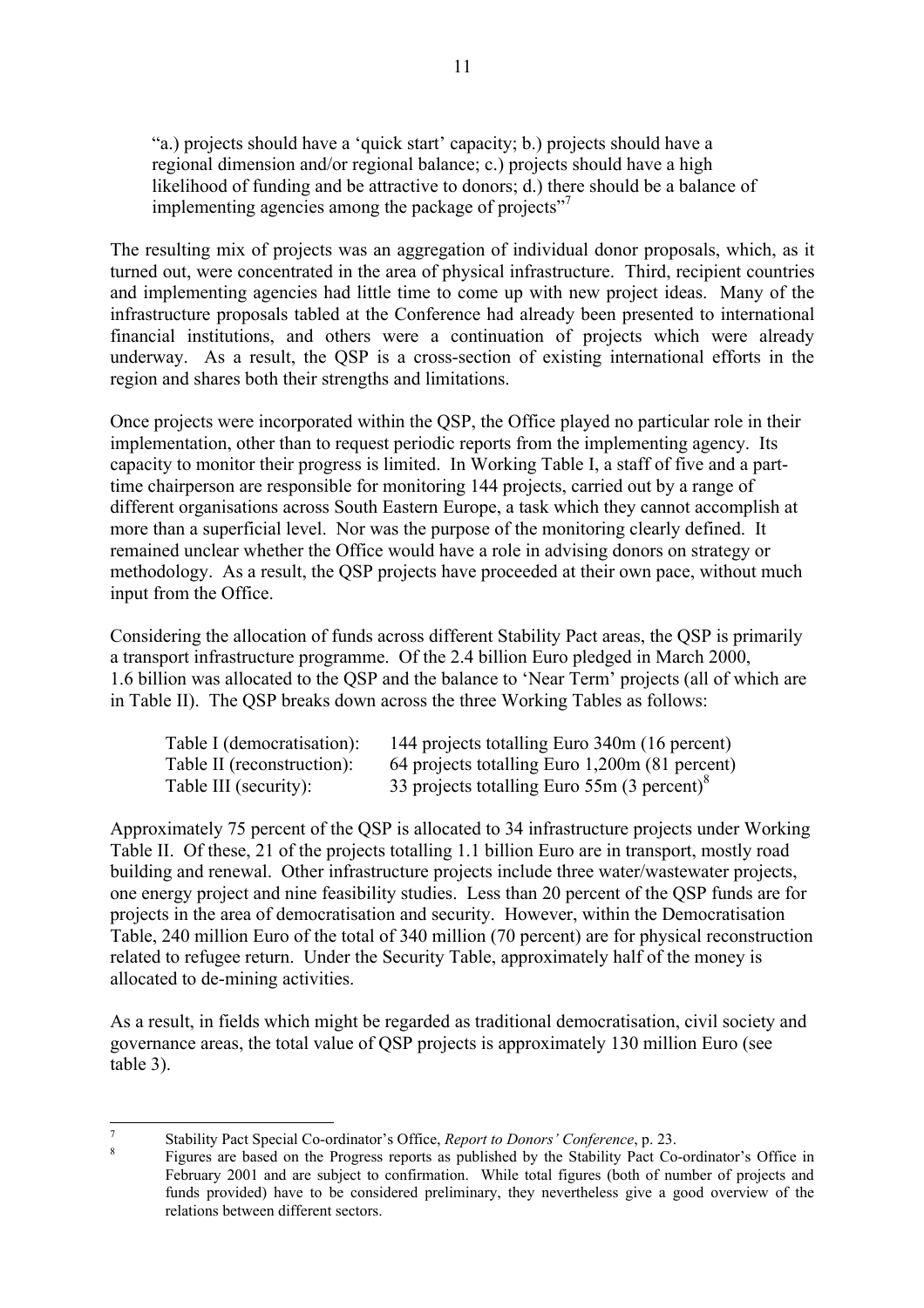"a.) projects should have a 'quick start' capacity; b.) projects should have a regional dimension and/or regional balance; c.) projects should have a high likelihood of funding and be attractive to donors; d.) there should be a balance of implementing agencies among the package of projects"[7]

The resulting mix of projects was an aggregation of individual donor proposals, which, as it turned out, were concentrated in the area of physical infrastructure. Third, recipient countries and implementing agencies had little time to come up with new project ideas. Many of the infrastructure proposals tabled at the Conference had already been presented to international financial institutions, and others were a continuation of projects which were already underway. As a result, the QSP is a cross-section of existing international efforts in the region and shares both their strengths and limitations.

Once projects were incorporated within the QSP, the Office played no particular role in their implementation, other than to request periodic reports from the implementing agency. Its capacity to monitor their progress is limited. In Working Table I, a staff of five and a part-time chairperson are responsible for monitoring 144 projects, carried out by a range of different organisations across South Eastern Europe, a task which they cannot accomplish at more than a superficial level. Nor was the purpose of the monitoring clearly defined. It remained unclear whether the Office would have a role in advising donors on strategy or methodology. As a result, the QSP projects have proceeded at their own pace, without much input from the Office.

Considering the allocation of funds across different Stability Pact areas, the QSP is primarily a transport infrastructure programme. Of the 2.4 billion Euro pledged in March 2000, 1.6 billion was allocated to the QSP and the balance to 'Near Term' projects (all of which are in Table II). The QSP breaks down across the three Working Tables as follows:

Table I (democratisation): 144 projects totalling Euro 340m (16 percent)
Table II (reconstruction): 64 projects totalling Euro 1,200m (81 percent)
Table III (security): 33 projects totalling Euro 55m (3 percent)[8]

Approximately 75 percent of the QSP is allocated to 34 infrastructure projects under Working Table II. Of these, 21 of the projects totalling 1.1 billion Euro are in transport, mostly road building and renewal. Other infrastructure projects include three water/wastewater projects, one energy project and nine feasibility studies. Less than 20 percent of the QSP funds are for projects in the area of democratisation and security. However, within the Democratisation Table, 240 million Euro of the total of 340 million (70 percent) are for physical reconstruction related to refugee return. Under the Security Table, approximately half of the money is allocated to de-mining activities.

As a result, in fields which might be regarded as traditional democratisation, civil society and governance areas, the total value of QSP projects is approximately 130 million Euro (see table 3).

---

[7] Stability Pact Special Co-ordinator's Office, *Report to Donors' Conference*, p. 23.

[8] Figures are based on the Progress reports as published by the Stability Pact Co-ordinator's Office in February 2001 and are subject to confirmation. While total figures (both of number of projects and funds provided) have to be considered preliminary, they nevertheless give a good overview of the relations between different sectors.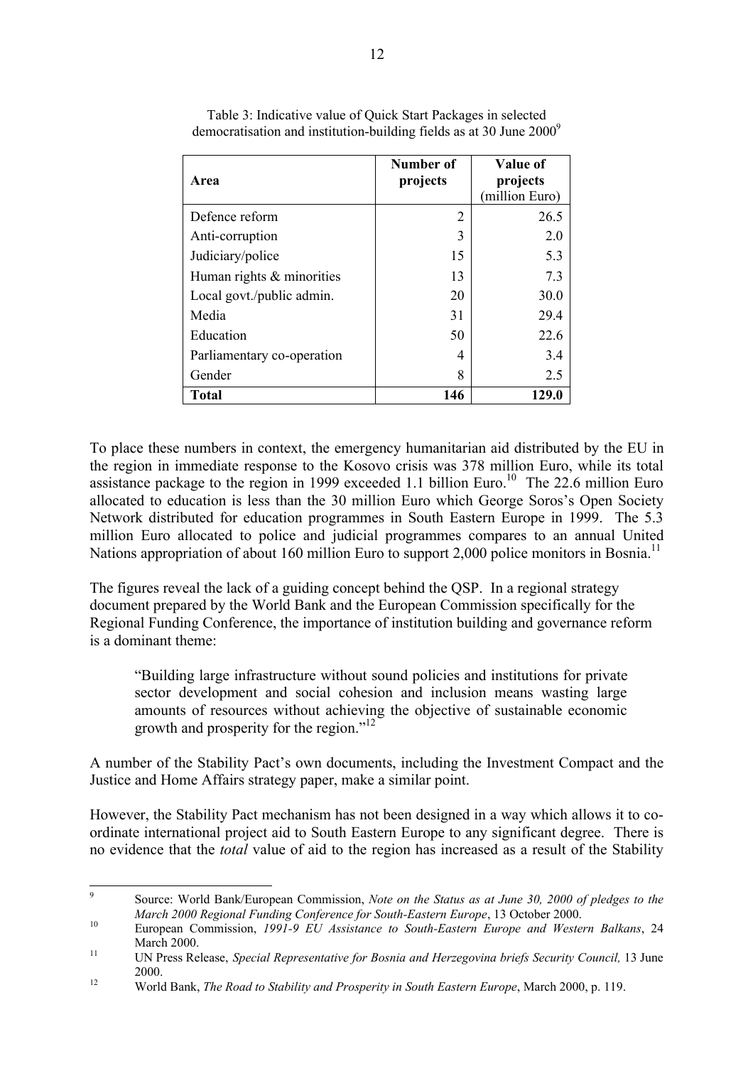Table 3: Indicative value of Quick Start Packages in selected democratisation and institution-building fields as at 30 June 2000[9]

| Area | Number of projects | Value of projects (million Euro) |
|---|---|---|
| Defence reform | 2 | 26.5 |
| Anti-corruption | 3 | 2.0 |
| Judiciary/police | 15 | 5.3 |
| Human rights & minorities | 13 | 7.3 |
| Local govt./public admin. | 20 | 30.0 |
| Media | 31 | 29.4 |
| Education | 50 | 22.6 |
| Parliamentary co-operation | 4 | 3.4 |
| Gender | 8 | 2.5 |
| **Total** | **146** | **129.0** |

To place these numbers in context, the emergency humanitarian aid distributed by the EU in the region in immediate response to the Kosovo crisis was 378 million Euro, while its total assistance package to the region in 1999 exceeded 1.1 billion Euro.[10] The 22.6 million Euro allocated to education is less than the 30 million Euro which George Soros's Open Society Network distributed for education programmes in South Eastern Europe in 1999. The 5.3 million Euro allocated to police and judicial programmes compares to an annual United Nations appropriation of about 160 million Euro to support 2,000 police monitors in Bosnia.[11]

The figures reveal the lack of a guiding concept behind the QSP. In a regional strategy document prepared by the World Bank and the European Commission specifically for the Regional Funding Conference, the importance of institution building and governance reform is a dominant theme:

> "Building large infrastructure without sound policies and institutions for private sector development and social cohesion and inclusion means wasting large amounts of resources without achieving the objective of sustainable economic growth and prosperity for the region."[12]

A number of the Stability Pact's own documents, including the Investment Compact and the Justice and Home Affairs strategy paper, make a similar point.

However, the Stability Pact mechanism has not been designed in a way which allows it to co-ordinate international project aid to South Eastern Europe to any significant degree. There is no evidence that the *total* value of aid to the region has increased as a result of the Stability

---

[9] Source: World Bank/European Commission, *Note on the Status as at June 30, 2000 of pledges to the March 2000 Regional Funding Conference for South-Eastern Europe*, 13 October 2000.

[10] European Commission, *1991-9 EU Assistance to South-Eastern Europe and Western Balkans*, 24 March 2000.

[11] UN Press Release, *Special Representative for Bosnia and Herzegovina briefs Security Council,* 13 June 2000.

[12] World Bank, *The Road to Stability and Prosperity in South Eastern Europe*, March 2000, p. 119.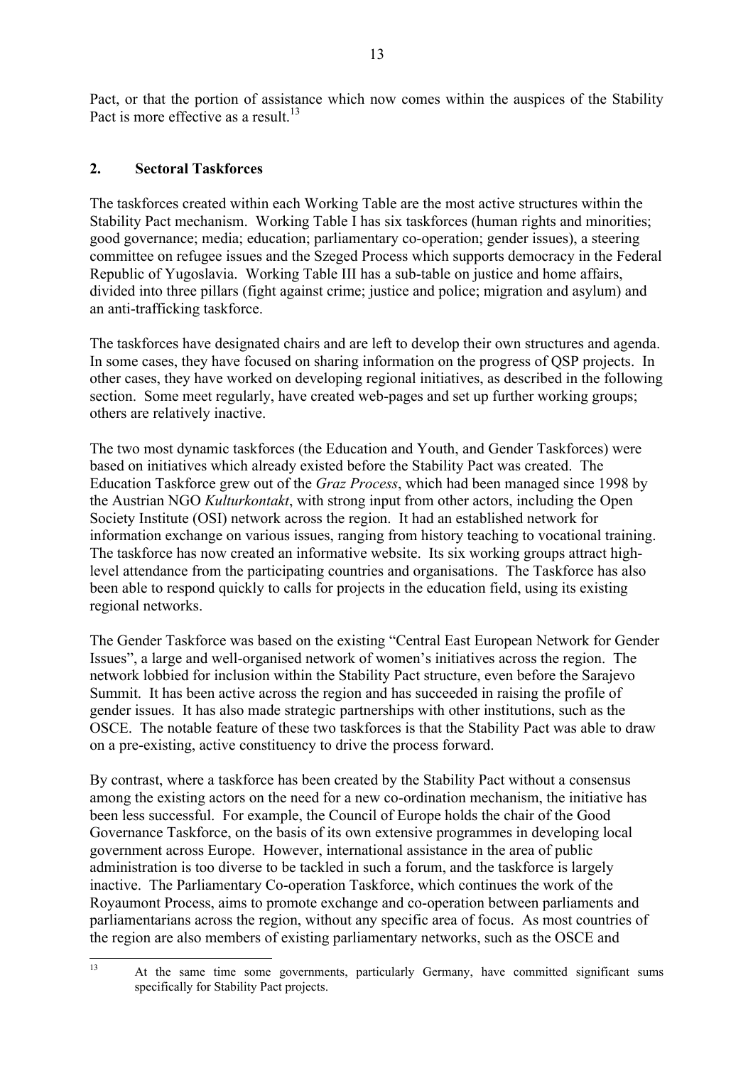Pact, or that the portion of assistance which now comes within the auspices of the Stability Pact is more effective as a result.[13]

## 2. Sectoral Taskforces

The taskforces created within each Working Table are the most active structures within the Stability Pact mechanism. Working Table I has six taskforces (human rights and minorities; good governance; media; education; parliamentary co-operation; gender issues), a steering committee on refugee issues and the Szeged Process which supports democracy in the Federal Republic of Yugoslavia. Working Table III has a sub-table on justice and home affairs, divided into three pillars (fight against crime; justice and police; migration and asylum) and an anti-trafficking taskforce.

The taskforces have designated chairs and are left to develop their own structures and agenda. In some cases, they have focused on sharing information on the progress of QSP projects. In other cases, they have worked on developing regional initiatives, as described in the following section. Some meet regularly, have created web-pages and set up further working groups; others are relatively inactive.

The two most dynamic taskforces (the Education and Youth, and Gender Taskforces) were based on initiatives which already existed before the Stability Pact was created. The Education Taskforce grew out of the *Graz Process*, which had been managed since 1998 by the Austrian NGO *Kulturkontakt*, with strong input from other actors, including the Open Society Institute (OSI) network across the region. It had an established network for information exchange on various issues, ranging from history teaching to vocational training. The taskforce has now created an informative website. Its six working groups attract high-level attendance from the participating countries and organisations. The Taskforce has also been able to respond quickly to calls for projects in the education field, using its existing regional networks.

The Gender Taskforce was based on the existing "Central East European Network for Gender Issues", a large and well-organised network of women's initiatives across the region. The network lobbied for inclusion within the Stability Pact structure, even before the Sarajevo Summit. It has been active across the region and has succeeded in raising the profile of gender issues. It has also made strategic partnerships with other institutions, such as the OSCE. The notable feature of these two taskforces is that the Stability Pact was able to draw on a pre-existing, active constituency to drive the process forward.

By contrast, where a taskforce has been created by the Stability Pact without a consensus among the existing actors on the need for a new co-ordination mechanism, the initiative has been less successful. For example, the Council of Europe holds the chair of the Good Governance Taskforce, on the basis of its own extensive programmes in developing local government across Europe. However, international assistance in the area of public administration is too diverse to be tackled in such a forum, and the taskforce is largely inactive. The Parliamentary Co-operation Taskforce, which continues the work of the Royaumont Process, aims to promote exchange and co-operation between parliaments and parliamentarians across the region, without any specific area of focus. As most countries of the region are also members of existing parliamentary networks, such as the OSCE and

[13] At the same time some governments, particularly Germany, have committed significant sums specifically for Stability Pact projects.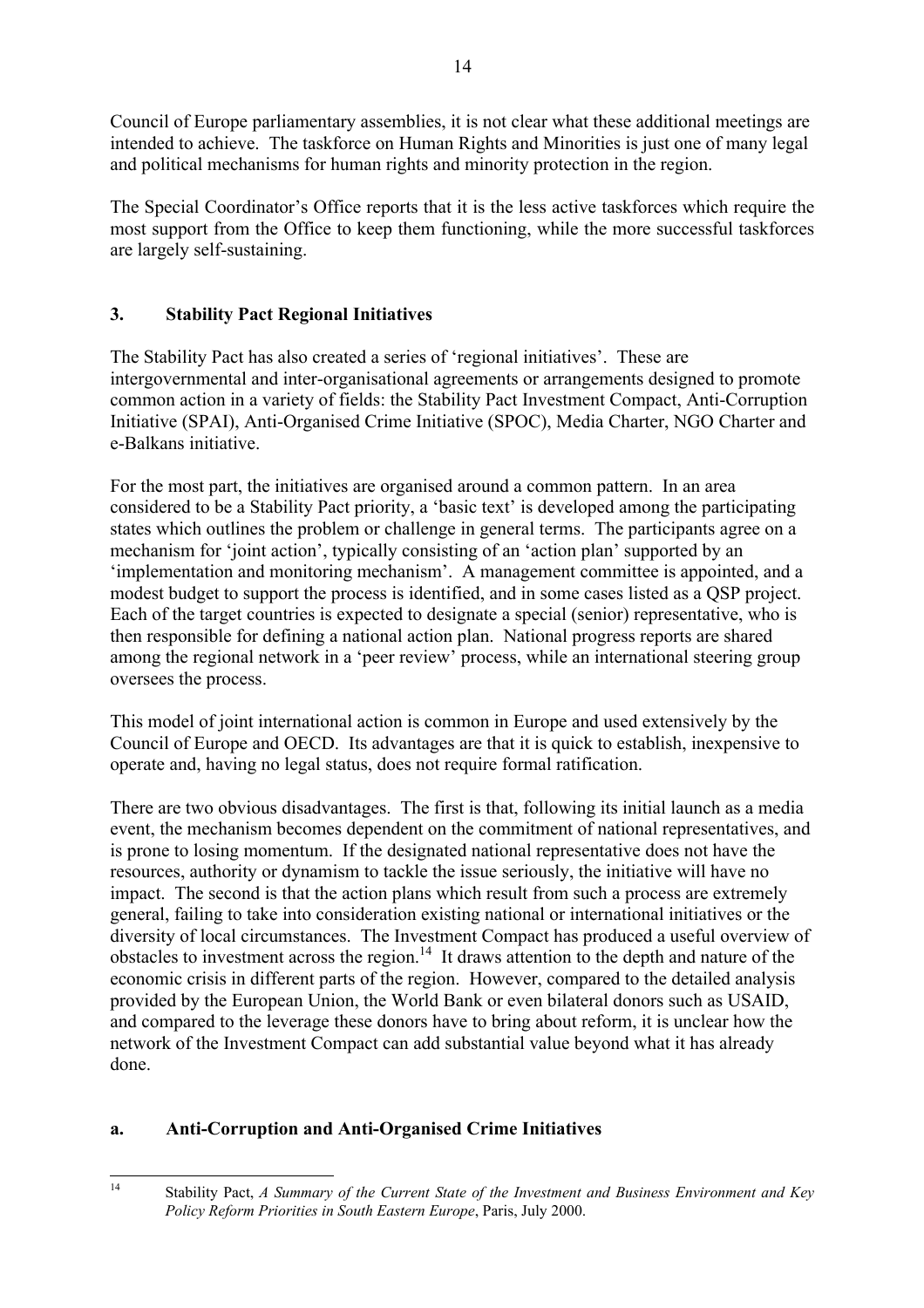Council of Europe parliamentary assemblies, it is not clear what these additional meetings are intended to achieve. The taskforce on Human Rights and Minorities is just one of many legal and political mechanisms for human rights and minority protection in the region.

The Special Coordinator's Office reports that it is the less active taskforces which require the most support from the Office to keep them functioning, while the more successful taskforces are largely self-sustaining.

## 3. Stability Pact Regional Initiatives

The Stability Pact has also created a series of 'regional initiatives'. These are intergovernmental and inter-organisational agreements or arrangements designed to promote common action in a variety of fields: the Stability Pact Investment Compact, Anti-Corruption Initiative (SPAI), Anti-Organised Crime Initiative (SPOC), Media Charter, NGO Charter and e-Balkans initiative.

For the most part, the initiatives are organised around a common pattern. In an area considered to be a Stability Pact priority, a 'basic text' is developed among the participating states which outlines the problem or challenge in general terms. The participants agree on a mechanism for 'joint action', typically consisting of an 'action plan' supported by an 'implementation and monitoring mechanism'. A management committee is appointed, and a modest budget to support the process is identified, and in some cases listed as a QSP project. Each of the target countries is expected to designate a special (senior) representative, who is then responsible for defining a national action plan. National progress reports are shared among the regional network in a 'peer review' process, while an international steering group oversees the process.

This model of joint international action is common in Europe and used extensively by the Council of Europe and OECD. Its advantages are that it is quick to establish, inexpensive to operate and, having no legal status, does not require formal ratification.

There are two obvious disadvantages. The first is that, following its initial launch as a media event, the mechanism becomes dependent on the commitment of national representatives, and is prone to losing momentum. If the designated national representative does not have the resources, authority or dynamism to tackle the issue seriously, the initiative will have no impact. The second is that the action plans which result from such a process are extremely general, failing to take into consideration existing national or international initiatives or the diversity of local circumstances. The Investment Compact has produced a useful overview of obstacles to investment across the region.[14] It draws attention to the depth and nature of the economic crisis in different parts of the region. However, compared to the detailed analysis provided by the European Union, the World Bank or even bilateral donors such as USAID, and compared to the leverage these donors have to bring about reform, it is unclear how the network of the Investment Compact can add substantial value beyond what it has already done.

### a. Anti-Corruption and Anti-Organised Crime Initiatives

[14] Stability Pact, *A Summary of the Current State of the Investment and Business Environment and Key Policy Reform Priorities in South Eastern Europe*, Paris, July 2000.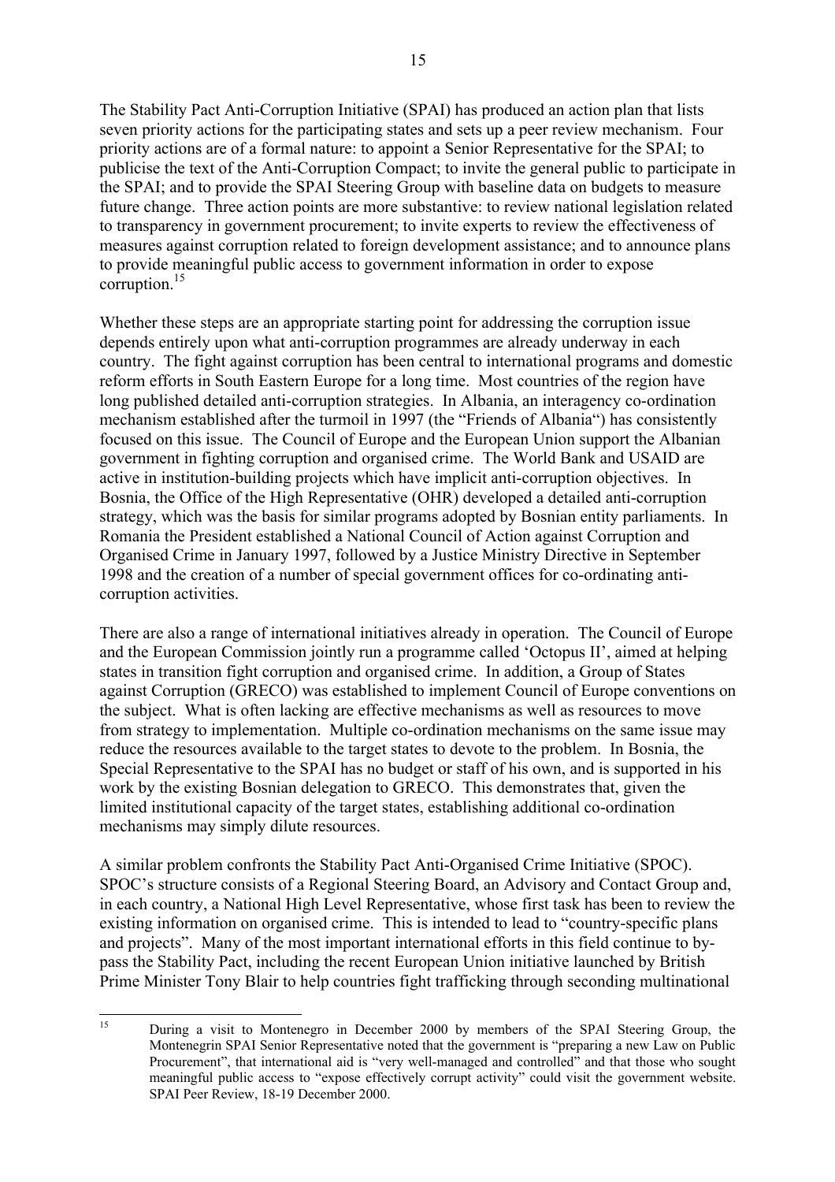The Stability Pact Anti-Corruption Initiative (SPAI) has produced an action plan that lists seven priority actions for the participating states and sets up a peer review mechanism. Four priority actions are of a formal nature: to appoint a Senior Representative for the SPAI; to publicise the text of the Anti-Corruption Compact; to invite the general public to participate in the SPAI; and to provide the SPAI Steering Group with baseline data on budgets to measure future change. Three action points are more substantive: to review national legislation related to transparency in government procurement; to invite experts to review the effectiveness of measures against corruption related to foreign development assistance; and to announce plans to provide meaningful public access to government information in order to expose corruption.[15]

Whether these steps are an appropriate starting point for addressing the corruption issue depends entirely upon what anti-corruption programmes are already underway in each country. The fight against corruption has been central to international programs and domestic reform efforts in South Eastern Europe for a long time. Most countries of the region have long published detailed anti-corruption strategies. In Albania, an interagency co-ordination mechanism established after the turmoil in 1997 (the "Friends of Albania") has consistently focused on this issue. The Council of Europe and the European Union support the Albanian government in fighting corruption and organised crime. The World Bank and USAID are active in institution-building projects which have implicit anti-corruption objectives. In Bosnia, the Office of the High Representative (OHR) developed a detailed anti-corruption strategy, which was the basis for similar programs adopted by Bosnian entity parliaments. In Romania the President established a National Council of Action against Corruption and Organised Crime in January 1997, followed by a Justice Ministry Directive in September 1998 and the creation of a number of special government offices for co-ordinating anti-corruption activities.

There are also a range of international initiatives already in operation. The Council of Europe and the European Commission jointly run a programme called 'Octopus II', aimed at helping states in transition fight corruption and organised crime. In addition, a Group of States against Corruption (GRECO) was established to implement Council of Europe conventions on the subject. What is often lacking are effective mechanisms as well as resources to move from strategy to implementation. Multiple co-ordination mechanisms on the same issue may reduce the resources available to the target states to devote to the problem. In Bosnia, the Special Representative to the SPAI has no budget or staff of his own, and is supported in his work by the existing Bosnian delegation to GRECO. This demonstrates that, given the limited institutional capacity of the target states, establishing additional co-ordination mechanisms may simply dilute resources.

A similar problem confronts the Stability Pact Anti-Organised Crime Initiative (SPOC). SPOC's structure consists of a Regional Steering Board, an Advisory and Contact Group and, in each country, a National High Level Representative, whose first task has been to review the existing information on organised crime. This is intended to lead to "country-specific plans and projects". Many of the most important international efforts in this field continue to by-pass the Stability Pact, including the recent European Union initiative launched by British Prime Minister Tony Blair to help countries fight trafficking through seconding multinational

---

[15] During a visit to Montenegro in December 2000 by members of the SPAI Steering Group, the Montenegrin SPAI Senior Representative noted that the government is "preparing a new Law on Public Procurement", that international aid is "very well-managed and controlled" and that those who sought meaningful public access to "expose effectively corrupt activity" could visit the government website. SPAI Peer Review, 18-19 December 2000.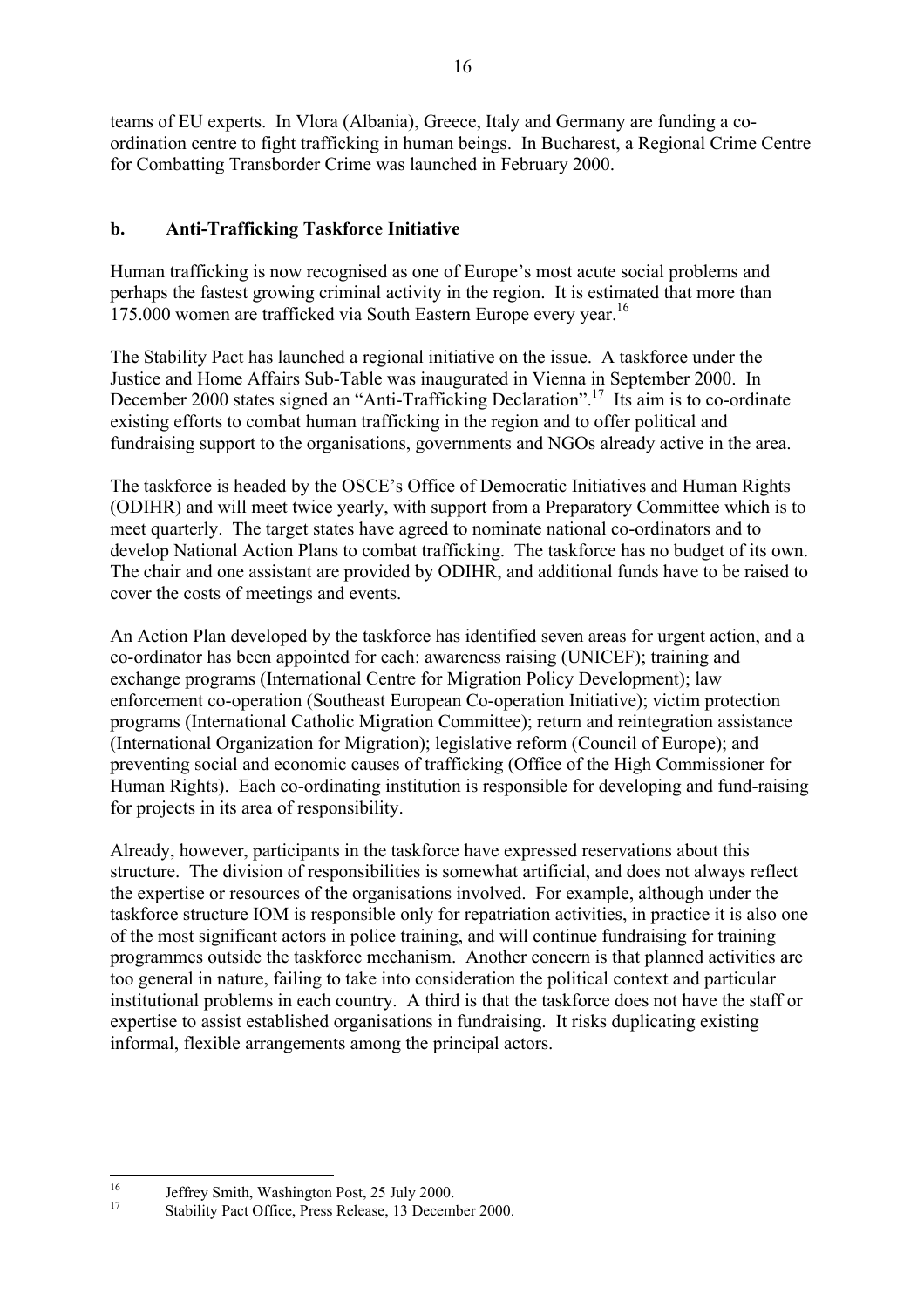teams of EU experts. In Vlora (Albania), Greece, Italy and Germany are funding a co-ordination centre to fight trafficking in human beings. In Bucharest, a Regional Crime Centre for Combatting Transborder Crime was launched in February 2000.

### b. Anti-Trafficking Taskforce Initiative

Human trafficking is now recognised as one of Europe's most acute social problems and perhaps the fastest growing criminal activity in the region. It is estimated that more than 175.000 women are trafficked via South Eastern Europe every year.[16]

The Stability Pact has launched a regional initiative on the issue. A taskforce under the Justice and Home Affairs Sub-Table was inaugurated in Vienna in September 2000. In December 2000 states signed an "Anti-Trafficking Declaration".[17] Its aim is to co-ordinate existing efforts to combat human trafficking in the region and to offer political and fundraising support to the organisations, governments and NGOs already active in the area.

The taskforce is headed by the OSCE's Office of Democratic Initiatives and Human Rights (ODIHR) and will meet twice yearly, with support from a Preparatory Committee which is to meet quarterly. The target states have agreed to nominate national co-ordinators and to develop National Action Plans to combat trafficking. The taskforce has no budget of its own. The chair and one assistant are provided by ODIHR, and additional funds have to be raised to cover the costs of meetings and events.

An Action Plan developed by the taskforce has identified seven areas for urgent action, and a co-ordinator has been appointed for each: awareness raising (UNICEF); training and exchange programs (International Centre for Migration Policy Development); law enforcement co-operation (Southeast European Co-operation Initiative); victim protection programs (International Catholic Migration Committee); return and reintegration assistance (International Organization for Migration); legislative reform (Council of Europe); and preventing social and economic causes of trafficking (Office of the High Commissioner for Human Rights). Each co-ordinating institution is responsible for developing and fund-raising for projects in its area of responsibility.

Already, however, participants in the taskforce have expressed reservations about this structure. The division of responsibilities is somewhat artificial, and does not always reflect the expertise or resources of the organisations involved. For example, although under the taskforce structure IOM is responsible only for repatriation activities, in practice it is also one of the most significant actors in police training, and will continue fundraising for training programmes outside the taskforce mechanism. Another concern is that planned activities are too general in nature, failing to take into consideration the political context and particular institutional problems in each country. A third is that the taskforce does not have the staff or expertise to assist established organisations in fundraising. It risks duplicating existing informal, flexible arrangements among the principal actors.

---

[16] Jeffrey Smith, Washington Post, 25 July 2000.

[17] Stability Pact Office, Press Release, 13 December 2000.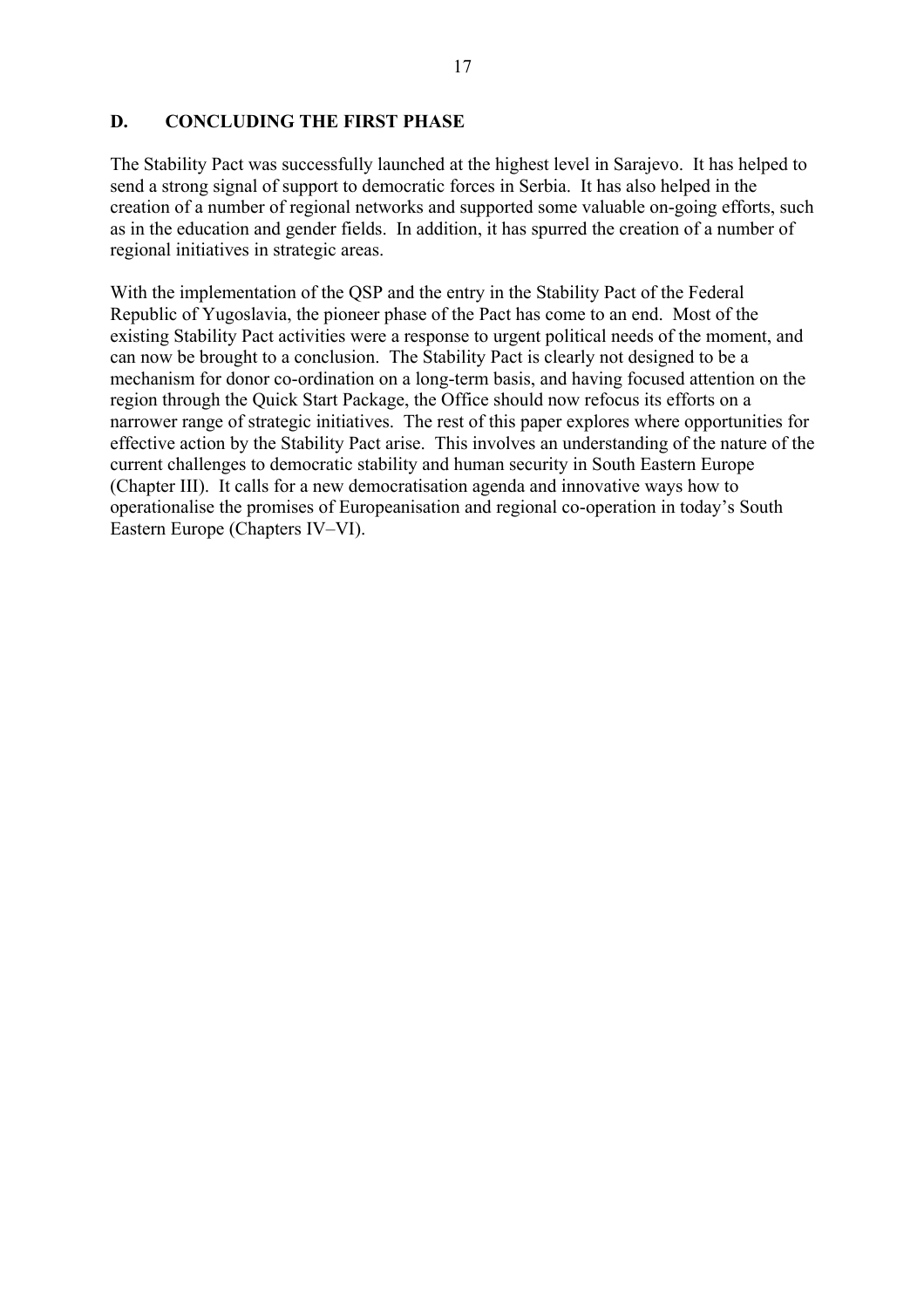## D. CONCLUDING THE FIRST PHASE

The Stability Pact was successfully launched at the highest level in Sarajevo. It has helped to send a strong signal of support to democratic forces in Serbia. It has also helped in the creation of a number of regional networks and supported some valuable on-going efforts, such as in the education and gender fields. In addition, it has spurred the creation of a number of regional initiatives in strategic areas.

With the implementation of the QSP and the entry in the Stability Pact of the Federal Republic of Yugoslavia, the pioneer phase of the Pact has come to an end. Most of the existing Stability Pact activities were a response to urgent political needs of the moment, and can now be brought to a conclusion. The Stability Pact is clearly not designed to be a mechanism for donor co-ordination on a long-term basis, and having focused attention on the region through the Quick Start Package, the Office should now refocus its efforts on a narrower range of strategic initiatives. The rest of this paper explores where opportunities for effective action by the Stability Pact arise. This involves an understanding of the nature of the current challenges to democratic stability and human security in South Eastern Europe (Chapter III). It calls for a new democratisation agenda and innovative ways how to operationalise the promises of Europeanisation and regional co-operation in today's South Eastern Europe (Chapters IV–VI).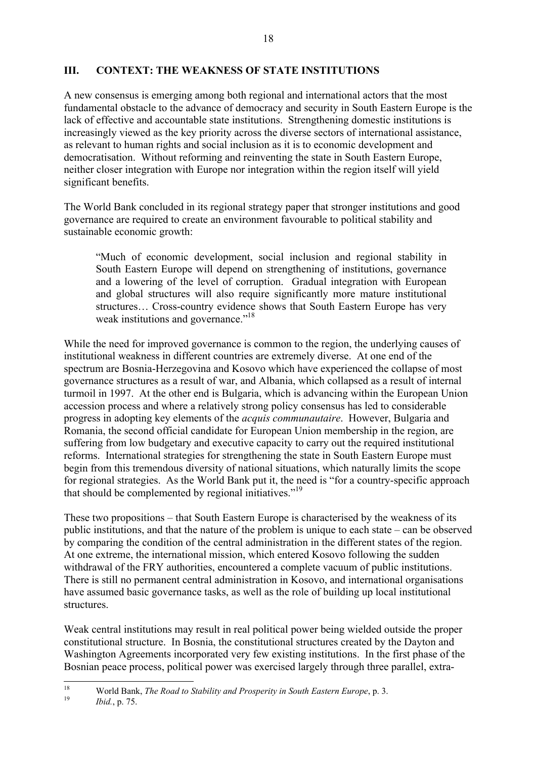## III. CONTEXT: THE WEAKNESS OF STATE INSTITUTIONS

A new consensus is emerging among both regional and international actors that the most fundamental obstacle to the advance of democracy and security in South Eastern Europe is the lack of effective and accountable state institutions. Strengthening domestic institutions is increasingly viewed as the key priority across the diverse sectors of international assistance, as relevant to human rights and social inclusion as it is to economic development and democratisation. Without reforming and reinventing the state in South Eastern Europe, neither closer integration with Europe nor integration within the region itself will yield significant benefits.

The World Bank concluded in its regional strategy paper that stronger institutions and good governance are required to create an environment favourable to political stability and sustainable economic growth:

> "Much of economic development, social inclusion and regional stability in South Eastern Europe will depend on strengthening of institutions, governance and a lowering of the level of corruption. Gradual integration with European and global structures will also require significantly more mature institutional structures… Cross-country evidence shows that South Eastern Europe has very weak institutions and governance."[18]

While the need for improved governance is common to the region, the underlying causes of institutional weakness in different countries are extremely diverse. At one end of the spectrum are Bosnia-Herzegovina and Kosovo which have experienced the collapse of most governance structures as a result of war, and Albania, which collapsed as a result of internal turmoil in 1997. At the other end is Bulgaria, which is advancing within the European Union accession process and where a relatively strong policy consensus has led to considerable progress in adopting key elements of the *acquis communautaire*. However, Bulgaria and Romania, the second official candidate for European Union membership in the region, are suffering from low budgetary and executive capacity to carry out the required institutional reforms. International strategies for strengthening the state in South Eastern Europe must begin from this tremendous diversity of national situations, which naturally limits the scope for regional strategies. As the World Bank put it, the need is "for a country-specific approach that should be complemented by regional initiatives."[19]

These two propositions – that South Eastern Europe is characterised by the weakness of its public institutions, and that the nature of the problem is unique to each state – can be observed by comparing the condition of the central administration in the different states of the region. At one extreme, the international mission, which entered Kosovo following the sudden withdrawal of the FRY authorities, encountered a complete vacuum of public institutions. There is still no permanent central administration in Kosovo, and international organisations have assumed basic governance tasks, as well as the role of building up local institutional structures.

Weak central institutions may result in real political power being wielded outside the proper constitutional structure. In Bosnia, the constitutional structures created by the Dayton and Washington Agreements incorporated very few existing institutions. In the first phase of the Bosnian peace process, political power was exercised largely through three parallel, extra-

---

[18] World Bank, *The Road to Stability and Prosperity in South Eastern Europe*, p. 3.

[19] *Ibid.*, p. 75.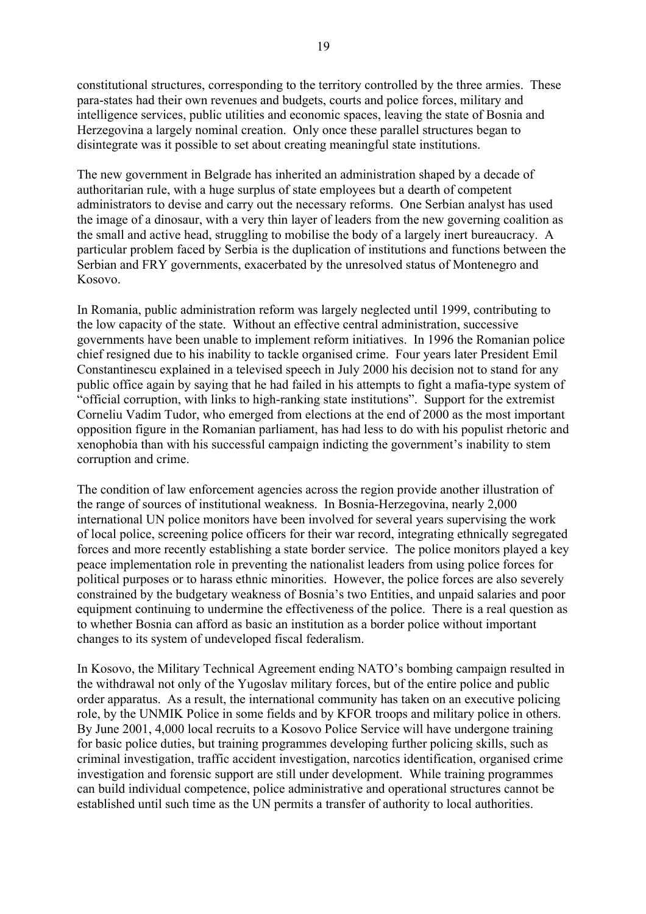constitutional structures, corresponding to the territory controlled by the three armies. These para-states had their own revenues and budgets, courts and police forces, military and intelligence services, public utilities and economic spaces, leaving the state of Bosnia and Herzegovina a largely nominal creation. Only once these parallel structures began to disintegrate was it possible to set about creating meaningful state institutions.

The new government in Belgrade has inherited an administration shaped by a decade of authoritarian rule, with a huge surplus of state employees but a dearth of competent administrators to devise and carry out the necessary reforms. One Serbian analyst has used the image of a dinosaur, with a very thin layer of leaders from the new governing coalition as the small and active head, struggling to mobilise the body of a largely inert bureaucracy. A particular problem faced by Serbia is the duplication of institutions and functions between the Serbian and FRY governments, exacerbated by the unresolved status of Montenegro and Kosovo.

In Romania, public administration reform was largely neglected until 1999, contributing to the low capacity of the state. Without an effective central administration, successive governments have been unable to implement reform initiatives. In 1996 the Romanian police chief resigned due to his inability to tackle organised crime. Four years later President Emil Constantinescu explained in a televised speech in July 2000 his decision not to stand for any public office again by saying that he had failed in his attempts to fight a mafia-type system of "official corruption, with links to high-ranking state institutions". Support for the extremist Corneliu Vadim Tudor, who emerged from elections at the end of 2000 as the most important opposition figure in the Romanian parliament, has had less to do with his populist rhetoric and xenophobia than with his successful campaign indicting the government's inability to stem corruption and crime.

The condition of law enforcement agencies across the region provide another illustration of the range of sources of institutional weakness. In Bosnia-Herzegovina, nearly 2,000 international UN police monitors have been involved for several years supervising the work of local police, screening police officers for their war record, integrating ethnically segregated forces and more recently establishing a state border service. The police monitors played a key peace implementation role in preventing the nationalist leaders from using police forces for political purposes or to harass ethnic minorities. However, the police forces are also severely constrained by the budgetary weakness of Bosnia's two Entities, and unpaid salaries and poor equipment continuing to undermine the effectiveness of the police. There is a real question as to whether Bosnia can afford as basic an institution as a border police without important changes to its system of undeveloped fiscal federalism.

In Kosovo, the Military Technical Agreement ending NATO's bombing campaign resulted in the withdrawal not only of the Yugoslav military forces, but of the entire police and public order apparatus. As a result, the international community has taken on an executive policing role, by the UNMIK Police in some fields and by KFOR troops and military police in others. By June 2001, 4,000 local recruits to a Kosovo Police Service will have undergone training for basic police duties, but training programmes developing further policing skills, such as criminal investigation, traffic accident investigation, narcotics identification, organised crime investigation and forensic support are still under development. While training programmes can build individual competence, police administrative and operational structures cannot be established until such time as the UN permits a transfer of authority to local authorities.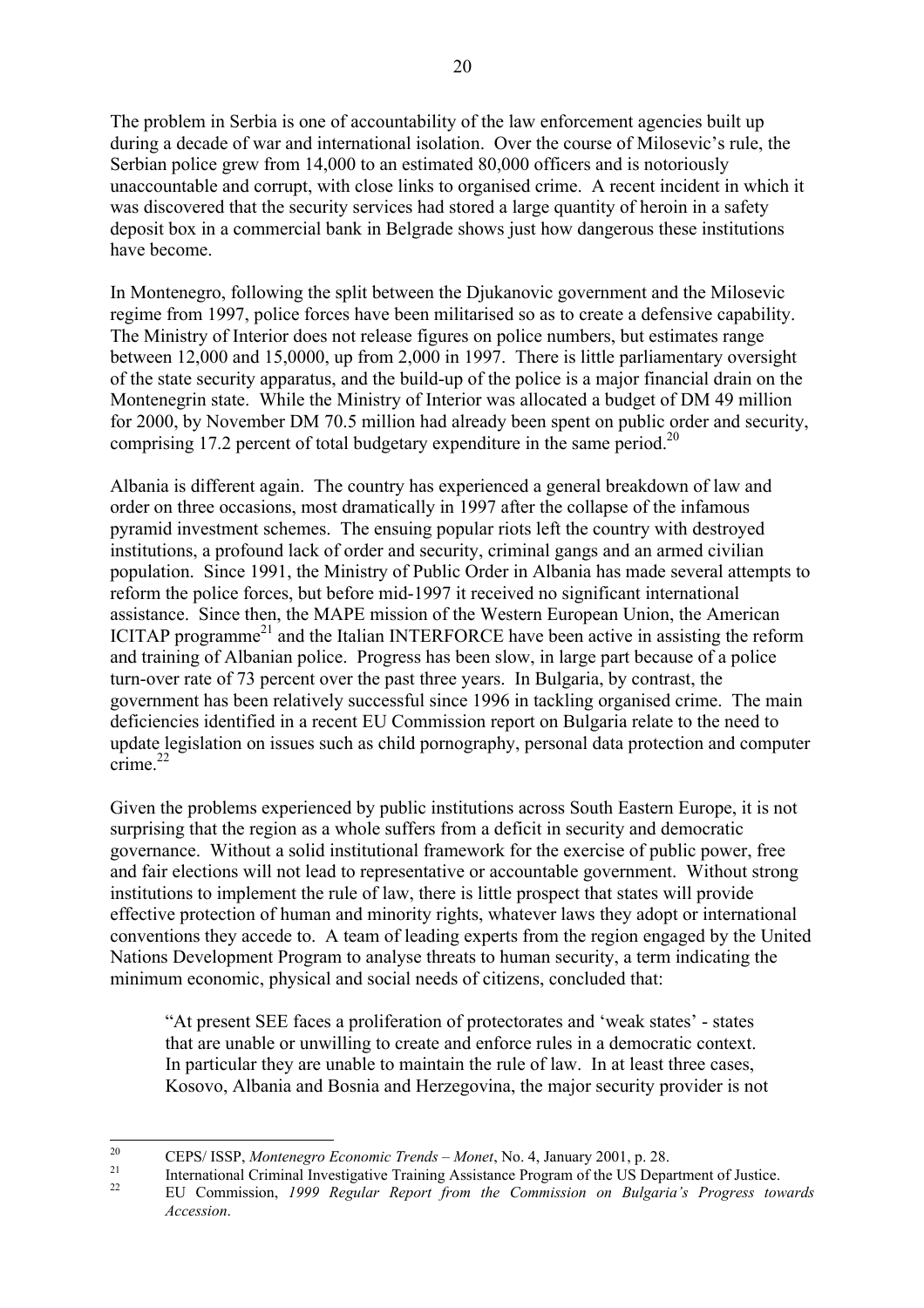The problem in Serbia is one of accountability of the law enforcement agencies built up during a decade of war and international isolation. Over the course of Milosevic's rule, the Serbian police grew from 14,000 to an estimated 80,000 officers and is notoriously unaccountable and corrupt, with close links to organised crime. A recent incident in which it was discovered that the security services had stored a large quantity of heroin in a safety deposit box in a commercial bank in Belgrade shows just how dangerous these institutions have become.

In Montenegro, following the split between the Djukanovic government and the Milosevic regime from 1997, police forces have been militarised so as to create a defensive capability. The Ministry of Interior does not release figures on police numbers, but estimates range between 12,000 and 15,0000, up from 2,000 in 1997. There is little parliamentary oversight of the state security apparatus, and the build-up of the police is a major financial drain on the Montenegrin state. While the Ministry of Interior was allocated a budget of DM 49 million for 2000, by November DM 70.5 million had already been spent on public order and security, comprising 17.2 percent of total budgetary expenditure in the same period.[20]

Albania is different again. The country has experienced a general breakdown of law and order on three occasions, most dramatically in 1997 after the collapse of the infamous pyramid investment schemes. The ensuing popular riots left the country with destroyed institutions, a profound lack of order and security, criminal gangs and an armed civilian population. Since 1991, the Ministry of Public Order in Albania has made several attempts to reform the police forces, but before mid-1997 it received no significant international assistance. Since then, the MAPE mission of the Western European Union, the American ICITAP programme[21] and the Italian INTERFORCE have been active in assisting the reform and training of Albanian police. Progress has been slow, in large part because of a police turn-over rate of 73 percent over the past three years. In Bulgaria, by contrast, the government has been relatively successful since 1996 in tackling organised crime. The main deficiencies identified in a recent EU Commission report on Bulgaria relate to the need to update legislation on issues such as child pornography, personal data protection and computer crime.[22]

Given the problems experienced by public institutions across South Eastern Europe, it is not surprising that the region as a whole suffers from a deficit in security and democratic governance. Without a solid institutional framework for the exercise of public power, free and fair elections will not lead to representative or accountable government. Without strong institutions to implement the rule of law, there is little prospect that states will provide effective protection of human and minority rights, whatever laws they adopt or international conventions they accede to. A team of leading experts from the region engaged by the United Nations Development Program to analyse threats to human security, a term indicating the minimum economic, physical and social needs of citizens, concluded that:

> "At present SEE faces a proliferation of protectorates and 'weak states' - states that are unable or unwilling to create and enforce rules in a democratic context. In particular they are unable to maintain the rule of law. In at least three cases, Kosovo, Albania and Bosnia and Herzegovina, the major security provider is not

---

[20] CEPS/ ISSP, *Montenegro Economic Trends – Monet*, No. 4, January 2001, p. 28.

[21] International Criminal Investigative Training Assistance Program of the US Department of Justice.

[22] EU Commission, *1999 Regular Report from the Commission on Bulgaria's Progress towards Accession*.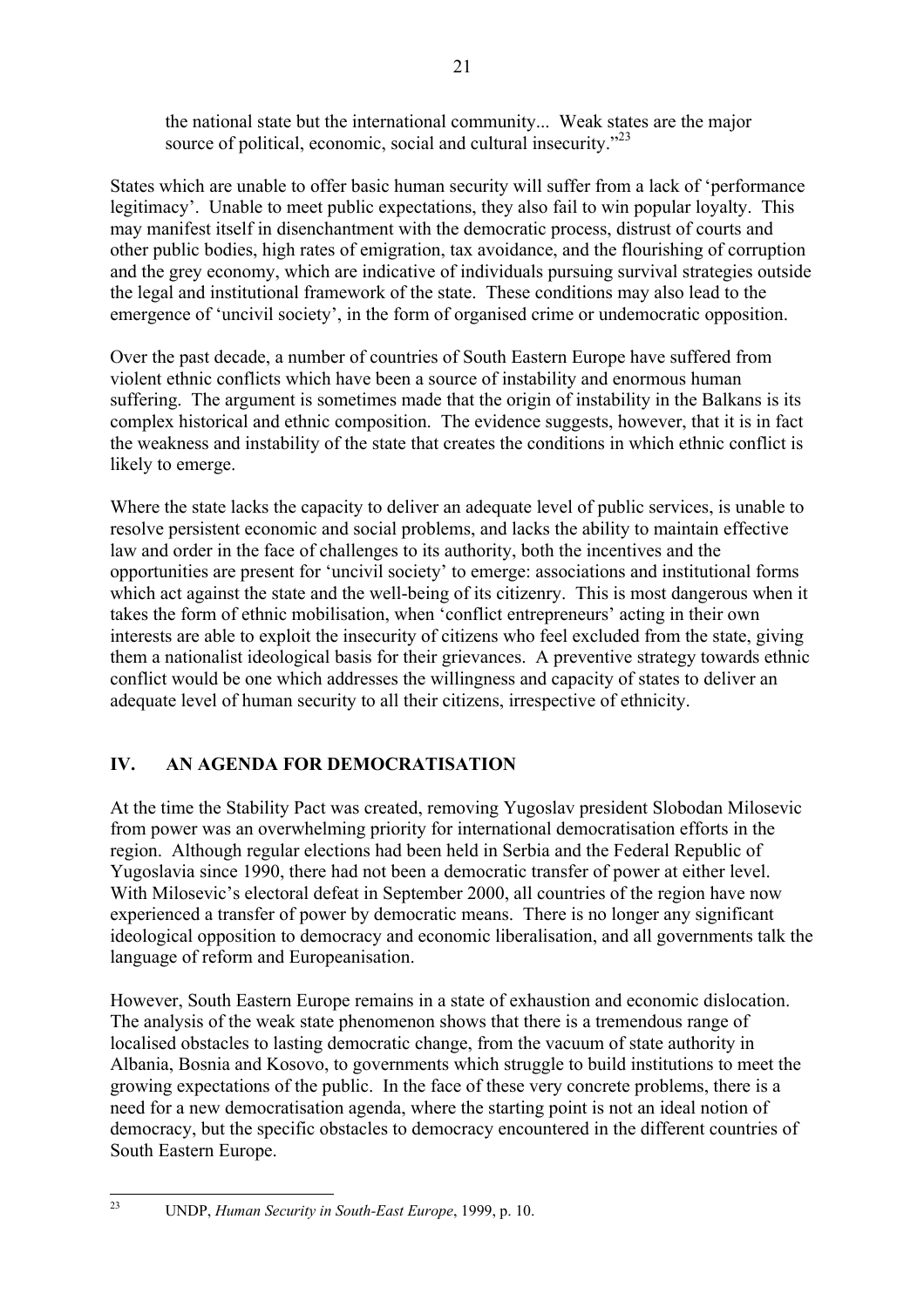> the national state but the international community... Weak states are the major source of political, economic, social and cultural insecurity."[23]

States which are unable to offer basic human security will suffer from a lack of 'performance legitimacy'. Unable to meet public expectations, they also fail to win popular loyalty. This may manifest itself in disenchantment with the democratic process, distrust of courts and other public bodies, high rates of emigration, tax avoidance, and the flourishing of corruption and the grey economy, which are indicative of individuals pursuing survival strategies outside the legal and institutional framework of the state. These conditions may also lead to the emergence of 'uncivil society', in the form of organised crime or undemocratic opposition.

Over the past decade, a number of countries of South Eastern Europe have suffered from violent ethnic conflicts which have been a source of instability and enormous human suffering. The argument is sometimes made that the origin of instability in the Balkans is its complex historical and ethnic composition. The evidence suggests, however, that it is in fact the weakness and instability of the state that creates the conditions in which ethnic conflict is likely to emerge.

Where the state lacks the capacity to deliver an adequate level of public services, is unable to resolve persistent economic and social problems, and lacks the ability to maintain effective law and order in the face of challenges to its authority, both the incentives and the opportunities are present for 'uncivil society' to emerge: associations and institutional forms which act against the state and the well-being of its citizenry. This is most dangerous when it takes the form of ethnic mobilisation, when 'conflict entrepreneurs' acting in their own interests are able to exploit the insecurity of citizens who feel excluded from the state, giving them a nationalist ideological basis for their grievances. A preventive strategy towards ethnic conflict would be one which addresses the willingness and capacity of states to deliver an adequate level of human security to all their citizens, irrespective of ethnicity.

## IV. AN AGENDA FOR DEMOCRATISATION

At the time the Stability Pact was created, removing Yugoslav president Slobodan Milosevic from power was an overwhelming priority for international democratisation efforts in the region. Although regular elections had been held in Serbia and the Federal Republic of Yugoslavia since 1990, there had not been a democratic transfer of power at either level. With Milosevic's electoral defeat in September 2000, all countries of the region have now experienced a transfer of power by democratic means. There is no longer any significant ideological opposition to democracy and economic liberalisation, and all governments talk the language of reform and Europeanisation.

However, South Eastern Europe remains in a state of exhaustion and economic dislocation. The analysis of the weak state phenomenon shows that there is a tremendous range of localised obstacles to lasting democratic change, from the vacuum of state authority in Albania, Bosnia and Kosovo, to governments which struggle to build institutions to meet the growing expectations of the public. In the face of these very concrete problems, there is a need for a new democratisation agenda, where the starting point is not an ideal notion of democracy, but the specific obstacles to democracy encountered in the different countries of South Eastern Europe.

---

[23] UNDP, *Human Security in South-East Europe*, 1999, p. 10.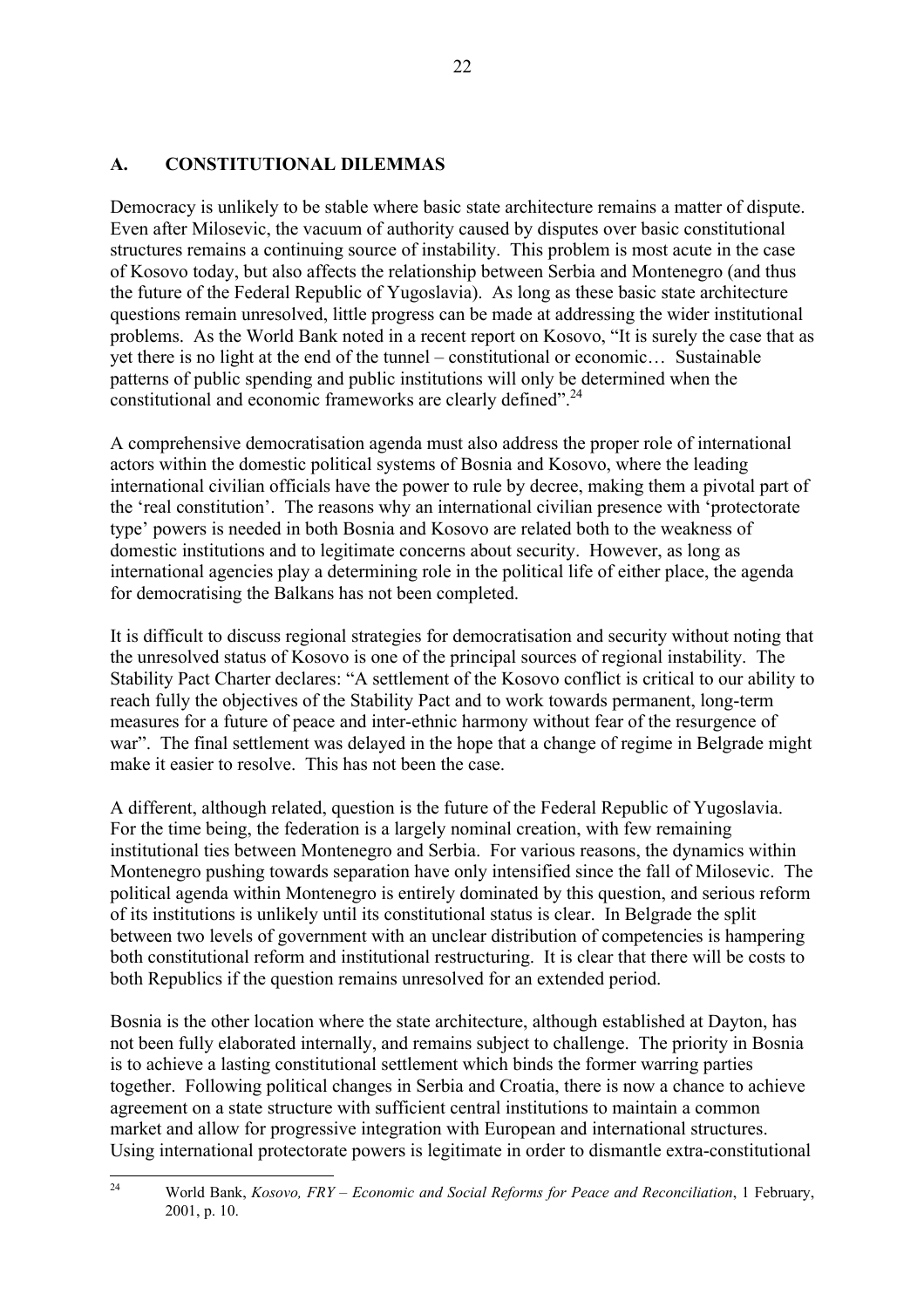## A. CONSTITUTIONAL DILEMMAS

Democracy is unlikely to be stable where basic state architecture remains a matter of dispute. Even after Milosevic, the vacuum of authority caused by disputes over basic constitutional structures remains a continuing source of instability. This problem is most acute in the case of Kosovo today, but also affects the relationship between Serbia and Montenegro (and thus the future of the Federal Republic of Yugoslavia). As long as these basic state architecture questions remain unresolved, little progress can be made at addressing the wider institutional problems. As the World Bank noted in a recent report on Kosovo, "It is surely the case that as yet there is no light at the end of the tunnel – constitutional or economic… Sustainable patterns of public spending and public institutions will only be determined when the constitutional and economic frameworks are clearly defined".[24]

A comprehensive democratisation agenda must also address the proper role of international actors within the domestic political systems of Bosnia and Kosovo, where the leading international civilian officials have the power to rule by decree, making them a pivotal part of the 'real constitution'. The reasons why an international civilian presence with 'protectorate type' powers is needed in both Bosnia and Kosovo are related both to the weakness of domestic institutions and to legitimate concerns about security. However, as long as international agencies play a determining role in the political life of either place, the agenda for democratising the Balkans has not been completed.

It is difficult to discuss regional strategies for democratisation and security without noting that the unresolved status of Kosovo is one of the principal sources of regional instability. The Stability Pact Charter declares: "A settlement of the Kosovo conflict is critical to our ability to reach fully the objectives of the Stability Pact and to work towards permanent, long-term measures for a future of peace and inter-ethnic harmony without fear of the resurgence of war". The final settlement was delayed in the hope that a change of regime in Belgrade might make it easier to resolve. This has not been the case.

A different, although related, question is the future of the Federal Republic of Yugoslavia. For the time being, the federation is a largely nominal creation, with few remaining institutional ties between Montenegro and Serbia. For various reasons, the dynamics within Montenegro pushing towards separation have only intensified since the fall of Milosevic. The political agenda within Montenegro is entirely dominated by this question, and serious reform of its institutions is unlikely until its constitutional status is clear. In Belgrade the split between two levels of government with an unclear distribution of competencies is hampering both constitutional reform and institutional restructuring. It is clear that there will be costs to both Republics if the question remains unresolved for an extended period.

Bosnia is the other location where the state architecture, although established at Dayton, has not been fully elaborated internally, and remains subject to challenge. The priority in Bosnia is to achieve a lasting constitutional settlement which binds the former warring parties together. Following political changes in Serbia and Croatia, there is now a chance to achieve agreement on a state structure with sufficient central institutions to maintain a common market and allow for progressive integration with European and international structures. Using international protectorate powers is legitimate in order to dismantle extra-constitutional

---

[24] World Bank, *Kosovo, FRY – Economic and Social Reforms for Peace and Reconciliation*, 1 February, 2001, p. 10.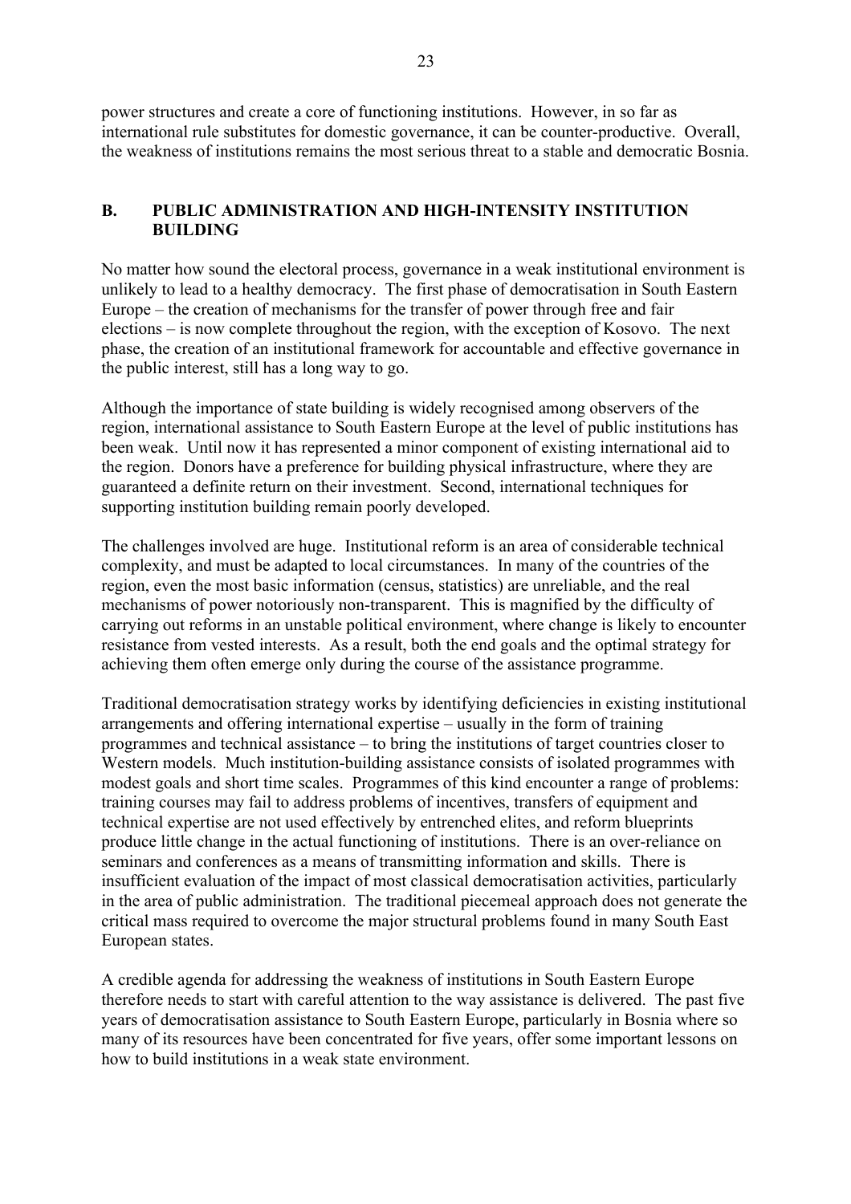power structures and create a core of functioning institutions. However, in so far as international rule substitutes for domestic governance, it can be counter-productive. Overall, the weakness of institutions remains the most serious threat to a stable and democratic Bosnia.

## B. PUBLIC ADMINISTRATION AND HIGH-INTENSITY INSTITUTION BUILDING

No matter how sound the electoral process, governance in a weak institutional environment is unlikely to lead to a healthy democracy. The first phase of democratisation in South Eastern Europe – the creation of mechanisms for the transfer of power through free and fair elections – is now complete throughout the region, with the exception of Kosovo. The next phase, the creation of an institutional framework for accountable and effective governance in the public interest, still has a long way to go.

Although the importance of state building is widely recognised among observers of the region, international assistance to South Eastern Europe at the level of public institutions has been weak. Until now it has represented a minor component of existing international aid to the region. Donors have a preference for building physical infrastructure, where they are guaranteed a definite return on their investment. Second, international techniques for supporting institution building remain poorly developed.

The challenges involved are huge. Institutional reform is an area of considerable technical complexity, and must be adapted to local circumstances. In many of the countries of the region, even the most basic information (census, statistics) are unreliable, and the real mechanisms of power notoriously non-transparent. This is magnified by the difficulty of carrying out reforms in an unstable political environment, where change is likely to encounter resistance from vested interests. As a result, both the end goals and the optimal strategy for achieving them often emerge only during the course of the assistance programme.

Traditional democratisation strategy works by identifying deficiencies in existing institutional arrangements and offering international expertise – usually in the form of training programmes and technical assistance – to bring the institutions of target countries closer to Western models. Much institution-building assistance consists of isolated programmes with modest goals and short time scales. Programmes of this kind encounter a range of problems: training courses may fail to address problems of incentives, transfers of equipment and technical expertise are not used effectively by entrenched elites, and reform blueprints produce little change in the actual functioning of institutions. There is an over-reliance on seminars and conferences as a means of transmitting information and skills. There is insufficient evaluation of the impact of most classical democratisation activities, particularly in the area of public administration. The traditional piecemeal approach does not generate the critical mass required to overcome the major structural problems found in many South East European states.

A credible agenda for addressing the weakness of institutions in South Eastern Europe therefore needs to start with careful attention to the way assistance is delivered. The past five years of democratisation assistance to South Eastern Europe, particularly in Bosnia where so many of its resources have been concentrated for five years, offer some important lessons on how to build institutions in a weak state environment.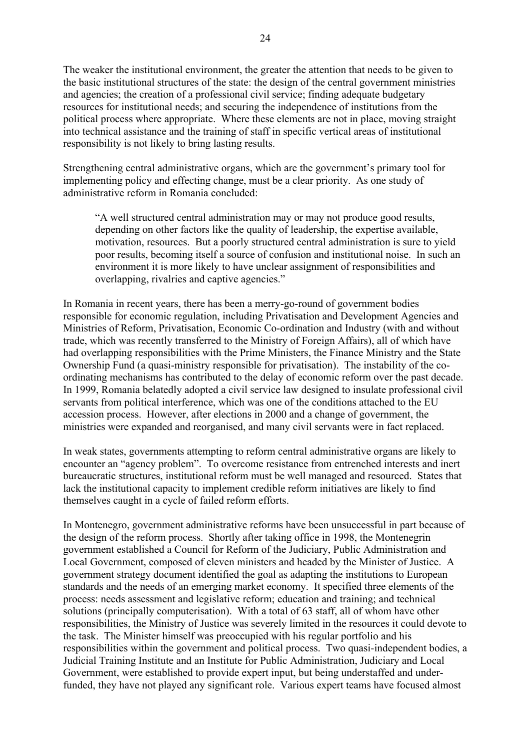The weaker the institutional environment, the greater the attention that needs to be given to the basic institutional structures of the state: the design of the central government ministries and agencies; the creation of a professional civil service; finding adequate budgetary resources for institutional needs; and securing the independence of institutions from the political process where appropriate. Where these elements are not in place, moving straight into technical assistance and the training of staff in specific vertical areas of institutional responsibility is not likely to bring lasting results.

Strengthening central administrative organs, which are the government's primary tool for implementing policy and effecting change, must be a clear priority. As one study of administrative reform in Romania concluded:

> "A well structured central administration may or may not produce good results, depending on other factors like the quality of leadership, the expertise available, motivation, resources. But a poorly structured central administration is sure to yield poor results, becoming itself a source of confusion and institutional noise. In such an environment it is more likely to have unclear assignment of responsibilities and overlapping, rivalries and captive agencies."

In Romania in recent years, there has been a merry-go-round of government bodies responsible for economic regulation, including Privatisation and Development Agencies and Ministries of Reform, Privatisation, Economic Co-ordination and Industry (with and without trade, which was recently transferred to the Ministry of Foreign Affairs), all of which have had overlapping responsibilities with the Prime Ministers, the Finance Ministry and the State Ownership Fund (a quasi-ministry responsible for privatisation). The instability of the co-ordinating mechanisms has contributed to the delay of economic reform over the past decade. In 1999, Romania belatedly adopted a civil service law designed to insulate professional civil servants from political interference, which was one of the conditions attached to the EU accession process. However, after elections in 2000 and a change of government, the ministries were expanded and reorganised, and many civil servants were in fact replaced.

In weak states, governments attempting to reform central administrative organs are likely to encounter an "agency problem". To overcome resistance from entrenched interests and inert bureaucratic structures, institutional reform must be well managed and resourced. States that lack the institutional capacity to implement credible reform initiatives are likely to find themselves caught in a cycle of failed reform efforts.

In Montenegro, government administrative reforms have been unsuccessful in part because of the design of the reform process. Shortly after taking office in 1998, the Montenegrin government established a Council for Reform of the Judiciary, Public Administration and Local Government, composed of eleven ministers and headed by the Minister of Justice. A government strategy document identified the goal as adapting the institutions to European standards and the needs of an emerging market economy. It specified three elements of the process: needs assessment and legislative reform; education and training; and technical solutions (principally computerisation). With a total of 63 staff, all of whom have other responsibilities, the Ministry of Justice was severely limited in the resources it could devote to the task. The Minister himself was preoccupied with his regular portfolio and his responsibilities within the government and political process. Two quasi-independent bodies, a Judicial Training Institute and an Institute for Public Administration, Judiciary and Local Government, were established to provide expert input, but being understaffed and under-funded, they have not played any significant role. Various expert teams have focused almost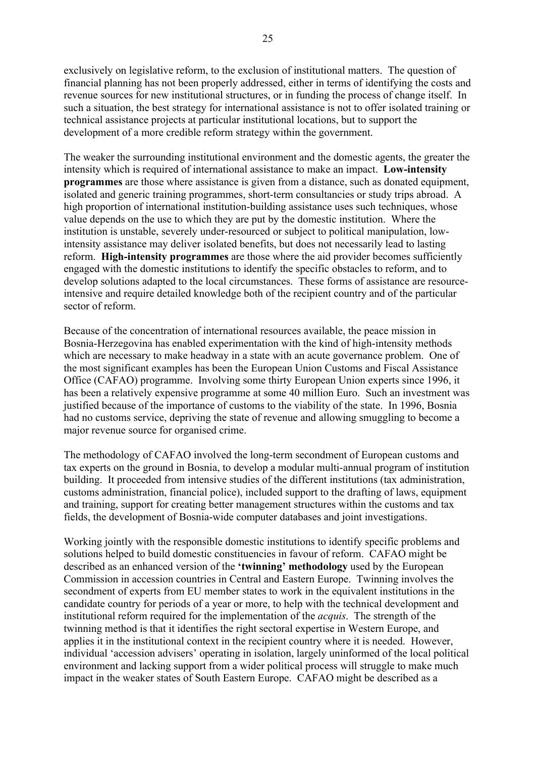exclusively on legislative reform, to the exclusion of institutional matters. The question of financial planning has not been properly addressed, either in terms of identifying the costs and revenue sources for new institutional structures, or in funding the process of change itself. In such a situation, the best strategy for international assistance is not to offer isolated training or technical assistance projects at particular institutional locations, but to support the development of a more credible reform strategy within the government.

The weaker the surrounding institutional environment and the domestic agents, the greater the intensity which is required of international assistance to make an impact. **Low-intensity programmes** are those where assistance is given from a distance, such as donated equipment, isolated and generic training programmes, short-term consultancies or study trips abroad. A high proportion of international institution-building assistance uses such techniques, whose value depends on the use to which they are put by the domestic institution. Where the institution is unstable, severely under-resourced or subject to political manipulation, low-intensity assistance may deliver isolated benefits, but does not necessarily lead to lasting reform. **High-intensity programmes** are those where the aid provider becomes sufficiently engaged with the domestic institutions to identify the specific obstacles to reform, and to develop solutions adapted to the local circumstances. These forms of assistance are resource-intensive and require detailed knowledge both of the recipient country and of the particular sector of reform.

Because of the concentration of international resources available, the peace mission in Bosnia-Herzegovina has enabled experimentation with the kind of high-intensity methods which are necessary to make headway in a state with an acute governance problem. One of the most significant examples has been the European Union Customs and Fiscal Assistance Office (CAFAO) programme. Involving some thirty European Union experts since 1996, it has been a relatively expensive programme at some 40 million Euro. Such an investment was justified because of the importance of customs to the viability of the state. In 1996, Bosnia had no customs service, depriving the state of revenue and allowing smuggling to become a major revenue source for organised crime.

The methodology of CAFAO involved the long-term secondment of European customs and tax experts on the ground in Bosnia, to develop a modular multi-annual program of institution building. It proceeded from intensive studies of the different institutions (tax administration, customs administration, financial police), included support to the drafting of laws, equipment and training, support for creating better management structures within the customs and tax fields, the development of Bosnia-wide computer databases and joint investigations.

Working jointly with the responsible domestic institutions to identify specific problems and solutions helped to build domestic constituencies in favour of reform. CAFAO might be described as an enhanced version of the **'twinning' methodology** used by the European Commission in accession countries in Central and Eastern Europe. Twinning involves the secondment of experts from EU member states to work in the equivalent institutions in the candidate country for periods of a year or more, to help with the technical development and institutional reform required for the implementation of the *acquis*. The strength of the twinning method is that it identifies the right sectoral expertise in Western Europe, and applies it in the institutional context in the recipient country where it is needed. However, individual 'accession advisers' operating in isolation, largely uninformed of the local political environment and lacking support from a wider political process will struggle to make much impact in the weaker states of South Eastern Europe. CAFAO might be described as a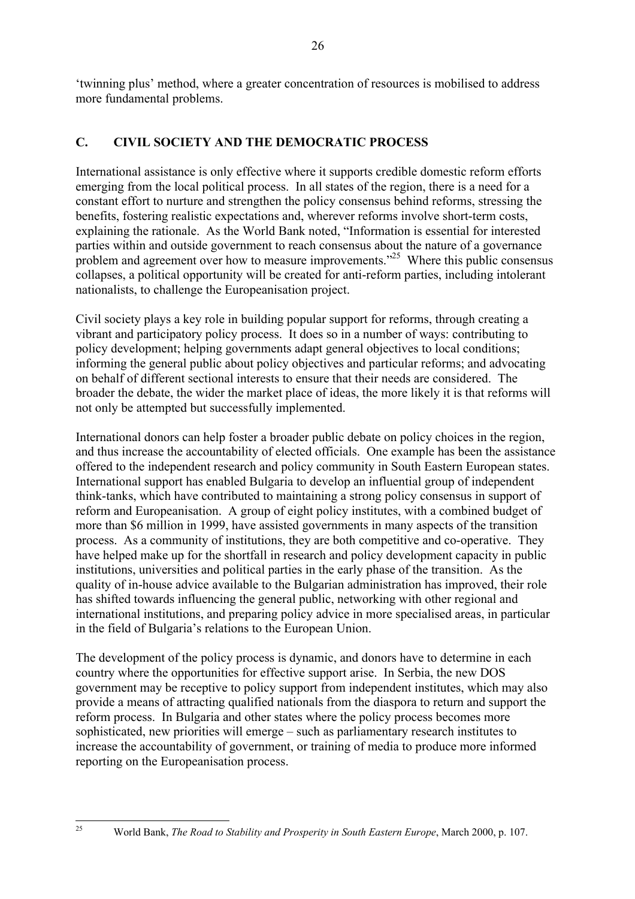'twinning plus' method, where a greater concentration of resources is mobilised to address more fundamental problems.

## C. CIVIL SOCIETY AND THE DEMOCRATIC PROCESS

International assistance is only effective where it supports credible domestic reform efforts emerging from the local political process. In all states of the region, there is a need for a constant effort to nurture and strengthen the policy consensus behind reforms, stressing the benefits, fostering realistic expectations and, wherever reforms involve short-term costs, explaining the rationale. As the World Bank noted, "Information is essential for interested parties within and outside government to reach consensus about the nature of a governance problem and agreement over how to measure improvements."[25] Where this public consensus collapses, a political opportunity will be created for anti-reform parties, including intolerant nationalists, to challenge the Europeanisation project.

Civil society plays a key role in building popular support for reforms, through creating a vibrant and participatory policy process. It does so in a number of ways: contributing to policy development; helping governments adapt general objectives to local conditions; informing the general public about policy objectives and particular reforms; and advocating on behalf of different sectional interests to ensure that their needs are considered. The broader the debate, the wider the market place of ideas, the more likely it is that reforms will not only be attempted but successfully implemented.

International donors can help foster a broader public debate on policy choices in the region, and thus increase the accountability of elected officials. One example has been the assistance offered to the independent research and policy community in South Eastern European states. International support has enabled Bulgaria to develop an influential group of independent think-tanks, which have contributed to maintaining a strong policy consensus in support of reform and Europeanisation. A group of eight policy institutes, with a combined budget of more than $6 million in 1999, have assisted governments in many aspects of the transition process. As a community of institutions, they are both competitive and co-operative. They have helped make up for the shortfall in research and policy development capacity in public institutions, universities and political parties in the early phase of the transition. As the quality of in-house advice available to the Bulgarian administration has improved, their role has shifted towards influencing the general public, networking with other regional and international institutions, and preparing policy advice in more specialised areas, in particular in the field of Bulgaria's relations to the European Union.

The development of the policy process is dynamic, and donors have to determine in each country where the opportunities for effective support arise. In Serbia, the new DOS government may be receptive to policy support from independent institutes, which may also provide a means of attracting qualified nationals from the diaspora to return and support the reform process. In Bulgaria and other states where the policy process becomes more sophisticated, new priorities will emerge – such as parliamentary research institutes to increase the accountability of government, or training of media to produce more informed reporting on the Europeanisation process.

---

[25] World Bank, *The Road to Stability and Prosperity in South Eastern Europe*, March 2000, p. 107.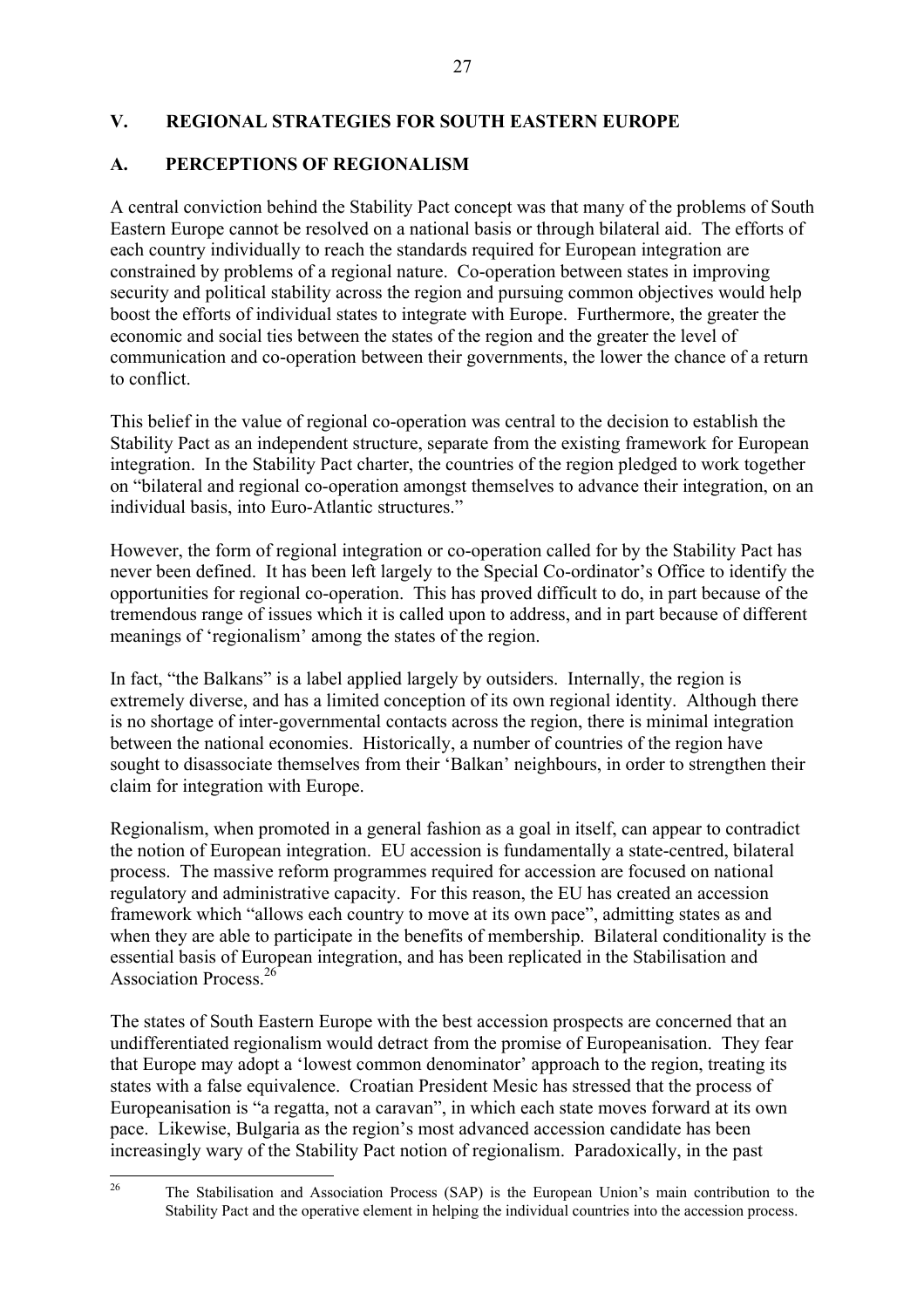## V. REGIONAL STRATEGIES FOR SOUTH EASTERN EUROPE

### A. PERCEPTIONS OF REGIONALISM

A central conviction behind the Stability Pact concept was that many of the problems of South Eastern Europe cannot be resolved on a national basis or through bilateral aid. The efforts of each country individually to reach the standards required for European integration are constrained by problems of a regional nature. Co-operation between states in improving security and political stability across the region and pursuing common objectives would help boost the efforts of individual states to integrate with Europe. Furthermore, the greater the economic and social ties between the states of the region and the greater the level of communication and co-operation between their governments, the lower the chance of a return to conflict.

This belief in the value of regional co-operation was central to the decision to establish the Stability Pact as an independent structure, separate from the existing framework for European integration. In the Stability Pact charter, the countries of the region pledged to work together on "bilateral and regional co-operation amongst themselves to advance their integration, on an individual basis, into Euro-Atlantic structures."

However, the form of regional integration or co-operation called for by the Stability Pact has never been defined. It has been left largely to the Special Co-ordinator's Office to identify the opportunities for regional co-operation. This has proved difficult to do, in part because of the tremendous range of issues which it is called upon to address, and in part because of different meanings of 'regionalism' among the states of the region.

In fact, "the Balkans" is a label applied largely by outsiders. Internally, the region is extremely diverse, and has a limited conception of its own regional identity. Although there is no shortage of inter-governmental contacts across the region, there is minimal integration between the national economies. Historically, a number of countries of the region have sought to disassociate themselves from their 'Balkan' neighbours, in order to strengthen their claim for integration with Europe.

Regionalism, when promoted in a general fashion as a goal in itself, can appear to contradict the notion of European integration. EU accession is fundamentally a state-centred, bilateral process. The massive reform programmes required for accession are focused on national regulatory and administrative capacity. For this reason, the EU has created an accession framework which "allows each country to move at its own pace", admitting states as and when they are able to participate in the benefits of membership. Bilateral conditionality is the essential basis of European integration, and has been replicated in the Stabilisation and Association Process.[26]

The states of South Eastern Europe with the best accession prospects are concerned that an undifferentiated regionalism would detract from the promise of Europeanisation. They fear that Europe may adopt a 'lowest common denominator' approach to the region, treating its states with a false equivalence. Croatian President Mesic has stressed that the process of Europeanisation is "a regatta, not a caravan", in which each state moves forward at its own pace. Likewise, Bulgaria as the region's most advanced accession candidate has been increasingly wary of the Stability Pact notion of regionalism. Paradoxically, in the past

[26] The Stabilisation and Association Process (SAP) is the European Union's main contribution to the Stability Pact and the operative element in helping the individual countries into the accession process.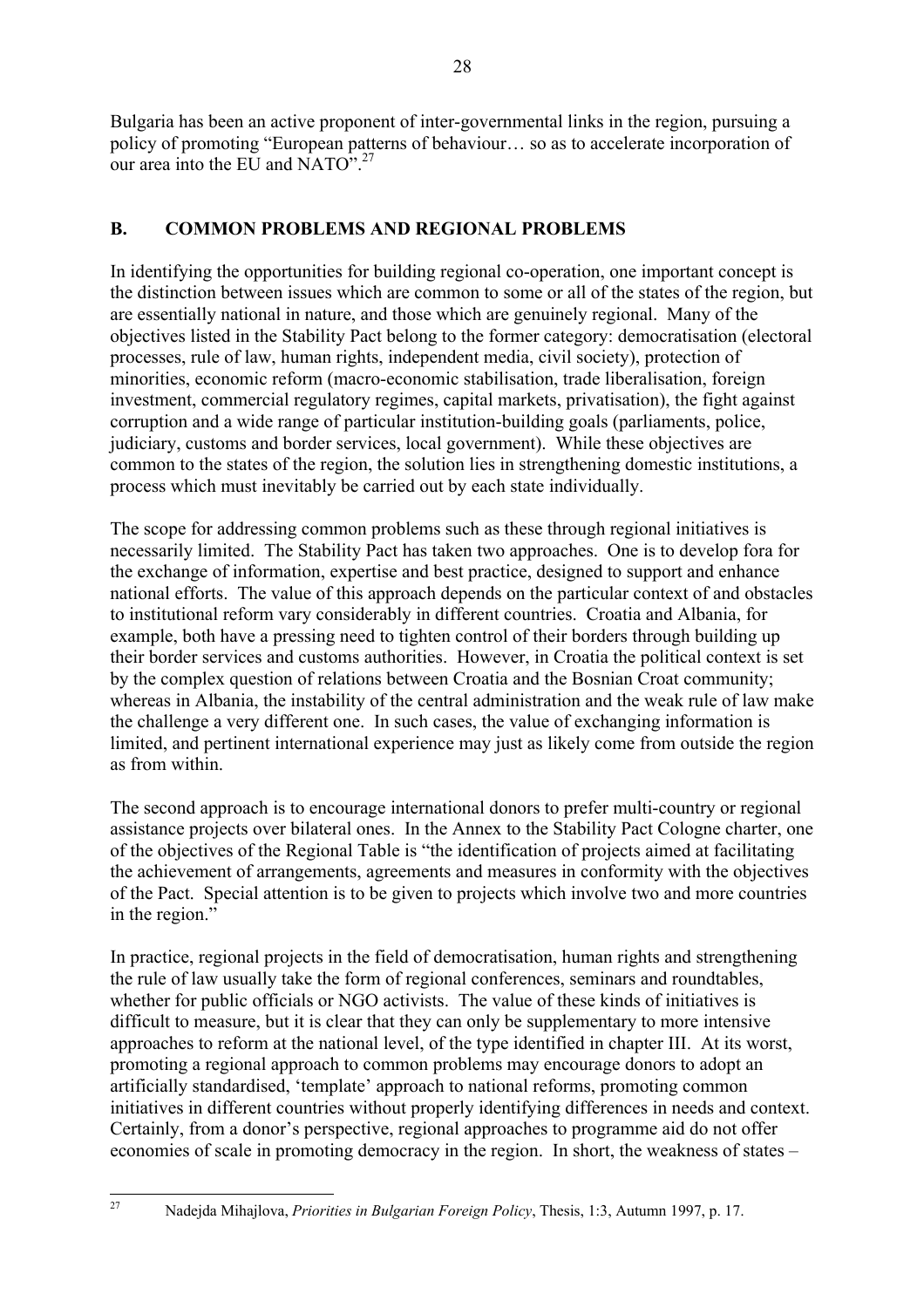Bulgaria has been an active proponent of inter-governmental links in the region, pursuing a policy of promoting "European patterns of behaviour… so as to accelerate incorporation of our area into the EU and NATO".[27]

## B. COMMON PROBLEMS AND REGIONAL PROBLEMS

In identifying the opportunities for building regional co-operation, one important concept is the distinction between issues which are common to some or all of the states of the region, but are essentially national in nature, and those which are genuinely regional. Many of the objectives listed in the Stability Pact belong to the former category: democratisation (electoral processes, rule of law, human rights, independent media, civil society), protection of minorities, economic reform (macro-economic stabilisation, trade liberalisation, foreign investment, commercial regulatory regimes, capital markets, privatisation), the fight against corruption and a wide range of particular institution-building goals (parliaments, police, judiciary, customs and border services, local government). While these objectives are common to the states of the region, the solution lies in strengthening domestic institutions, a process which must inevitably be carried out by each state individually.

The scope for addressing common problems such as these through regional initiatives is necessarily limited. The Stability Pact has taken two approaches. One is to develop fora for the exchange of information, expertise and best practice, designed to support and enhance national efforts. The value of this approach depends on the particular context of and obstacles to institutional reform vary considerably in different countries. Croatia and Albania, for example, both have a pressing need to tighten control of their borders through building up their border services and customs authorities. However, in Croatia the political context is set by the complex question of relations between Croatia and the Bosnian Croat community; whereas in Albania, the instability of the central administration and the weak rule of law make the challenge a very different one. In such cases, the value of exchanging information is limited, and pertinent international experience may just as likely come from outside the region as from within.

The second approach is to encourage international donors to prefer multi-country or regional assistance projects over bilateral ones. In the Annex to the Stability Pact Cologne charter, one of the objectives of the Regional Table is "the identification of projects aimed at facilitating the achievement of arrangements, agreements and measures in conformity with the objectives of the Pact. Special attention is to be given to projects which involve two and more countries in the region."

In practice, regional projects in the field of democratisation, human rights and strengthening the rule of law usually take the form of regional conferences, seminars and roundtables, whether for public officials or NGO activists. The value of these kinds of initiatives is difficult to measure, but it is clear that they can only be supplementary to more intensive approaches to reform at the national level, of the type identified in chapter III. At its worst, promoting a regional approach to common problems may encourage donors to adopt an artificially standardised, 'template' approach to national reforms, promoting common initiatives in different countries without properly identifying differences in needs and context. Certainly, from a donor's perspective, regional approaches to programme aid do not offer economies of scale in promoting democracy in the region. In short, the weakness of states –

---

[27] Nadejda Mihajlova, *Priorities in Bulgarian Foreign Policy*, Thesis, 1:3, Autumn 1997, p. 17.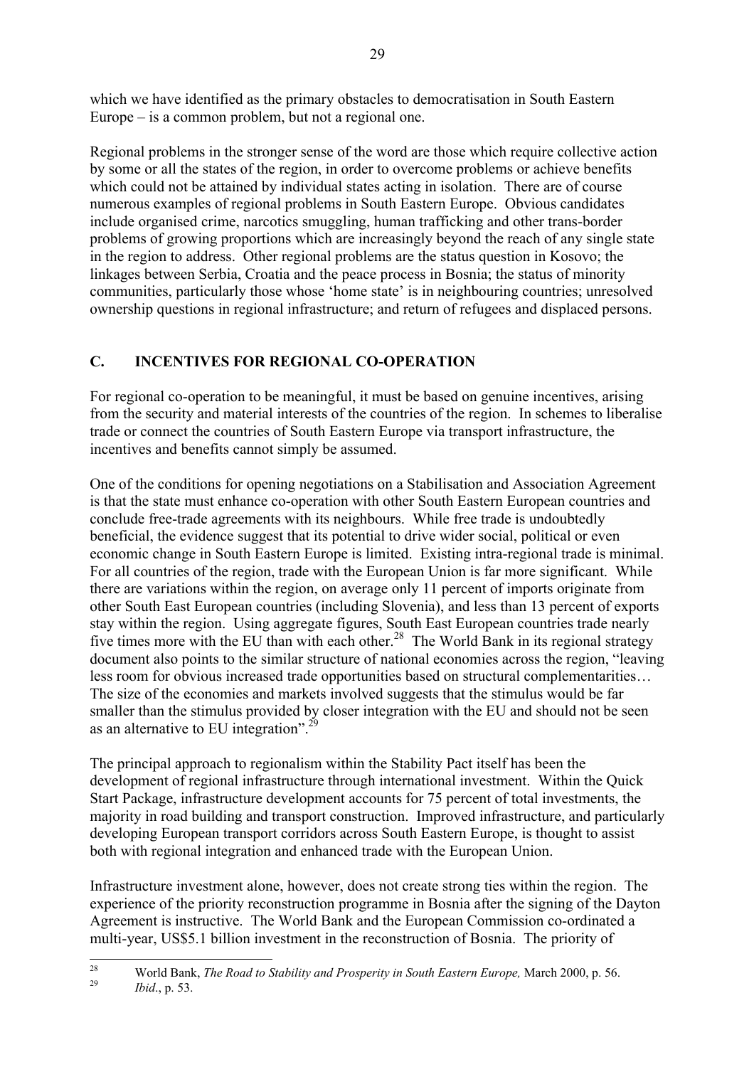which we have identified as the primary obstacles to democratisation in South Eastern Europe – is a common problem, but not a regional one.

Regional problems in the stronger sense of the word are those which require collective action by some or all the states of the region, in order to overcome problems or achieve benefits which could not be attained by individual states acting in isolation. There are of course numerous examples of regional problems in South Eastern Europe. Obvious candidates include organised crime, narcotics smuggling, human trafficking and other trans-border problems of growing proportions which are increasingly beyond the reach of any single state in the region to address. Other regional problems are the status question in Kosovo; the linkages between Serbia, Croatia and the peace process in Bosnia; the status of minority communities, particularly those whose 'home state' is in neighbouring countries; unresolved ownership questions in regional infrastructure; and return of refugees and displaced persons.

## C. INCENTIVES FOR REGIONAL CO-OPERATION

For regional co-operation to be meaningful, it must be based on genuine incentives, arising from the security and material interests of the countries of the region. In schemes to liberalise trade or connect the countries of South Eastern Europe via transport infrastructure, the incentives and benefits cannot simply be assumed.

One of the conditions for opening negotiations on a Stabilisation and Association Agreement is that the state must enhance co-operation with other South Eastern European countries and conclude free-trade agreements with its neighbours. While free trade is undoubtedly beneficial, the evidence suggest that its potential to drive wider social, political or even economic change in South Eastern Europe is limited. Existing intra-regional trade is minimal. For all countries of the region, trade with the European Union is far more significant. While there are variations within the region, on average only 11 percent of imports originate from other South East European countries (including Slovenia), and less than 13 percent of exports stay within the region. Using aggregate figures, South East European countries trade nearly five times more with the EU than with each other.[28] The World Bank in its regional strategy document also points to the similar structure of national economies across the region, "leaving less room for obvious increased trade opportunities based on structural complementarities… The size of the economies and markets involved suggests that the stimulus would be far smaller than the stimulus provided by closer integration with the EU and should not be seen as an alternative to EU integration".[29]

The principal approach to regionalism within the Stability Pact itself has been the development of regional infrastructure through international investment. Within the Quick Start Package, infrastructure development accounts for 75 percent of total investments, the majority in road building and transport construction. Improved infrastructure, and particularly developing European transport corridors across South Eastern Europe, is thought to assist both with regional integration and enhanced trade with the European Union.

Infrastructure investment alone, however, does not create strong ties within the region. The experience of the priority reconstruction programme in Bosnia after the signing of the Dayton Agreement is instructive. The World Bank and the European Commission co-ordinated a multi-year, US$5.1 billion investment in the reconstruction of Bosnia. The priority of

---

[28] World Bank, *The Road to Stability and Prosperity in South Eastern Europe,* March 2000, p. 56.

[29] *Ibid*., p. 53.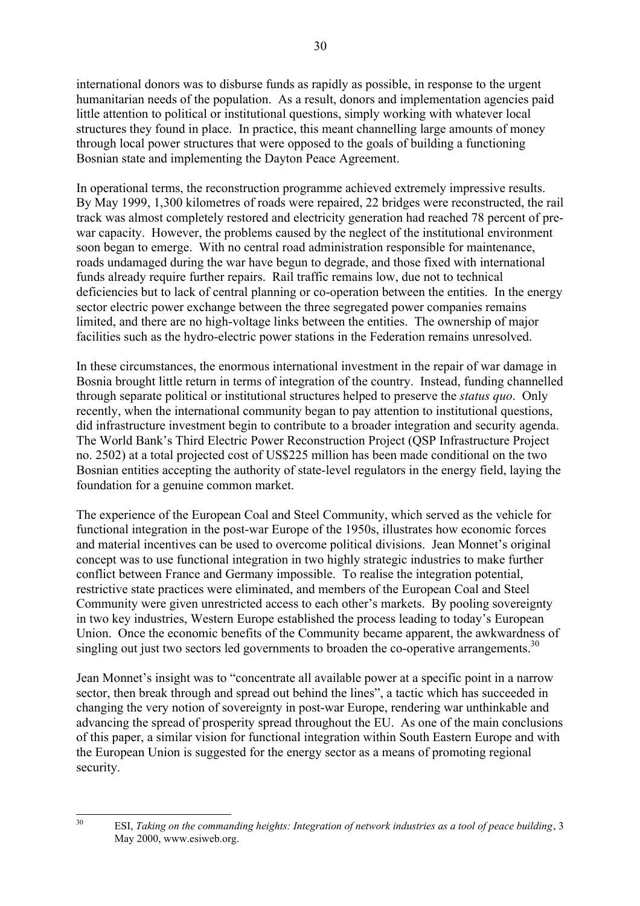international donors was to disburse funds as rapidly as possible, in response to the urgent humanitarian needs of the population. As a result, donors and implementation agencies paid little attention to political or institutional questions, simply working with whatever local structures they found in place. In practice, this meant channelling large amounts of money through local power structures that were opposed to the goals of building a functioning Bosnian state and implementing the Dayton Peace Agreement.

In operational terms, the reconstruction programme achieved extremely impressive results. By May 1999, 1,300 kilometres of roads were repaired, 22 bridges were reconstructed, the rail track was almost completely restored and electricity generation had reached 78 percent of pre-war capacity. However, the problems caused by the neglect of the institutional environment soon began to emerge. With no central road administration responsible for maintenance, roads undamaged during the war have begun to degrade, and those fixed with international funds already require further repairs. Rail traffic remains low, due not to technical deficiencies but to lack of central planning or co-operation between the entities. In the energy sector electric power exchange between the three segregated power companies remains limited, and there are no high-voltage links between the entities. The ownership of major facilities such as the hydro-electric power stations in the Federation remains unresolved.

In these circumstances, the enormous international investment in the repair of war damage in Bosnia brought little return in terms of integration of the country. Instead, funding channelled through separate political or institutional structures helped to preserve the *status quo*. Only recently, when the international community began to pay attention to institutional questions, did infrastructure investment begin to contribute to a broader integration and security agenda. The World Bank's Third Electric Power Reconstruction Project (QSP Infrastructure Project no. 2502) at a total projected cost of US$225 million has been made conditional on the two Bosnian entities accepting the authority of state-level regulators in the energy field, laying the foundation for a genuine common market.

The experience of the European Coal and Steel Community, which served as the vehicle for functional integration in the post-war Europe of the 1950s, illustrates how economic forces and material incentives can be used to overcome political divisions. Jean Monnet's original concept was to use functional integration in two highly strategic industries to make further conflict between France and Germany impossible. To realise the integration potential, restrictive state practices were eliminated, and members of the European Coal and Steel Community were given unrestricted access to each other's markets. By pooling sovereignty in two key industries, Western Europe established the process leading to today's European Union. Once the economic benefits of the Community became apparent, the awkwardness of singling out just two sectors led governments to broaden the co-operative arrangements.[30]

Jean Monnet's insight was to "concentrate all available power at a specific point in a narrow sector, then break through and spread out behind the lines", a tactic which has succeeded in changing the very notion of sovereignty in post-war Europe, rendering war unthinkable and advancing the spread of prosperity spread throughout the EU. As one of the main conclusions of this paper, a similar vision for functional integration within South Eastern Europe and with the European Union is suggested for the energy sector as a means of promoting regional security.

---

[30] ESI, *Taking on the commanding heights: Integration of network industries as a tool of peace building*, 3 May 2000, www.esiweb.org.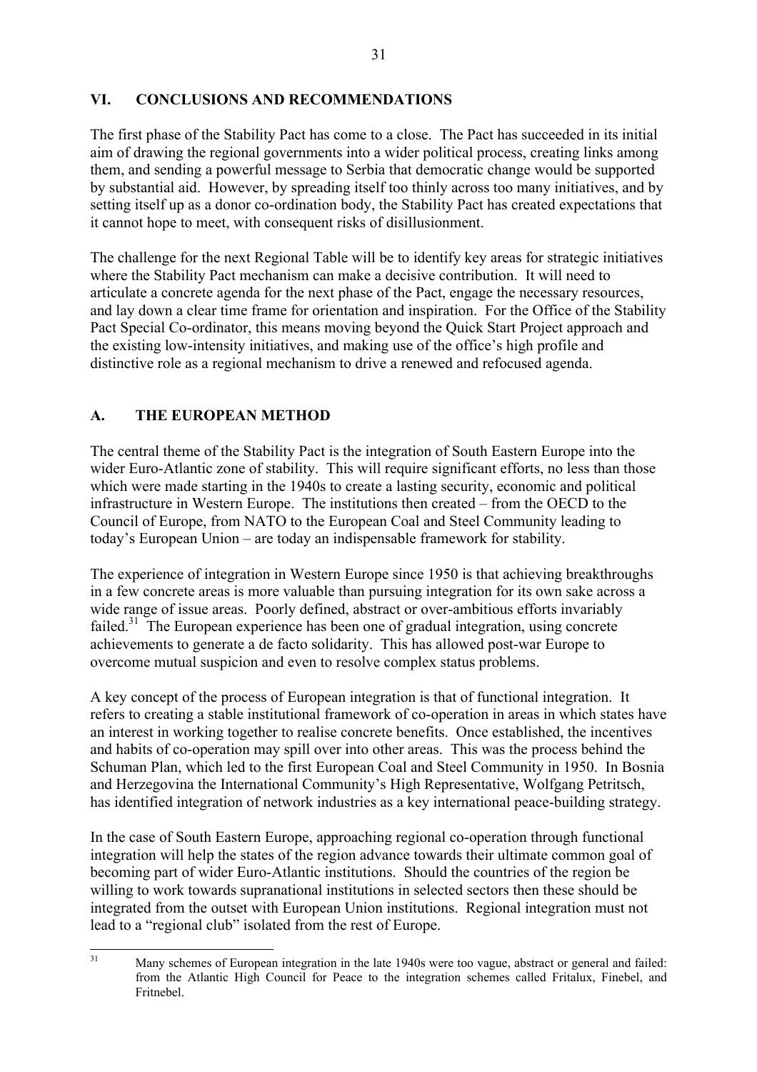## VI. CONCLUSIONS AND RECOMMENDATIONS

The first phase of the Stability Pact has come to a close. The Pact has succeeded in its initial aim of drawing the regional governments into a wider political process, creating links among them, and sending a powerful message to Serbia that democratic change would be supported by substantial aid. However, by spreading itself too thinly across too many initiatives, and by setting itself up as a donor co-ordination body, the Stability Pact has created expectations that it cannot hope to meet, with consequent risks of disillusionment.

The challenge for the next Regional Table will be to identify key areas for strategic initiatives where the Stability Pact mechanism can make a decisive contribution. It will need to articulate a concrete agenda for the next phase of the Pact, engage the necessary resources, and lay down a clear time frame for orientation and inspiration. For the Office of the Stability Pact Special Co-ordinator, this means moving beyond the Quick Start Project approach and the existing low-intensity initiatives, and making use of the office's high profile and distinctive role as a regional mechanism to drive a renewed and refocused agenda.

### A. THE EUROPEAN METHOD

The central theme of the Stability Pact is the integration of South Eastern Europe into the wider Euro-Atlantic zone of stability. This will require significant efforts, no less than those which were made starting in the 1940s to create a lasting security, economic and political infrastructure in Western Europe. The institutions then created – from the OECD to the Council of Europe, from NATO to the European Coal and Steel Community leading to today's European Union – are today an indispensable framework for stability.

The experience of integration in Western Europe since 1950 is that achieving breakthroughs in a few concrete areas is more valuable than pursuing integration for its own sake across a wide range of issue areas. Poorly defined, abstract or over-ambitious efforts invariably failed.[31] The European experience has been one of gradual integration, using concrete achievements to generate a de facto solidarity. This has allowed post-war Europe to overcome mutual suspicion and even to resolve complex status problems.

A key concept of the process of European integration is that of functional integration. It refers to creating a stable institutional framework of co-operation in areas in which states have an interest in working together to realise concrete benefits. Once established, the incentives and habits of co-operation may spill over into other areas. This was the process behind the Schuman Plan, which led to the first European Coal and Steel Community in 1950. In Bosnia and Herzegovina the International Community's High Representative, Wolfgang Petritsch, has identified integration of network industries as a key international peace-building strategy.

In the case of South Eastern Europe, approaching regional co-operation through functional integration will help the states of the region advance towards their ultimate common goal of becoming part of wider Euro-Atlantic institutions. Should the countries of the region be willing to work towards supranational institutions in selected sectors then these should be integrated from the outset with European Union institutions. Regional integration must not lead to a "regional club" isolated from the rest of Europe.

---

[31] Many schemes of European integration in the late 1940s were too vague, abstract or general and failed: from the Atlantic High Council for Peace to the integration schemes called Fritalux, Finebel, and Fritnebel.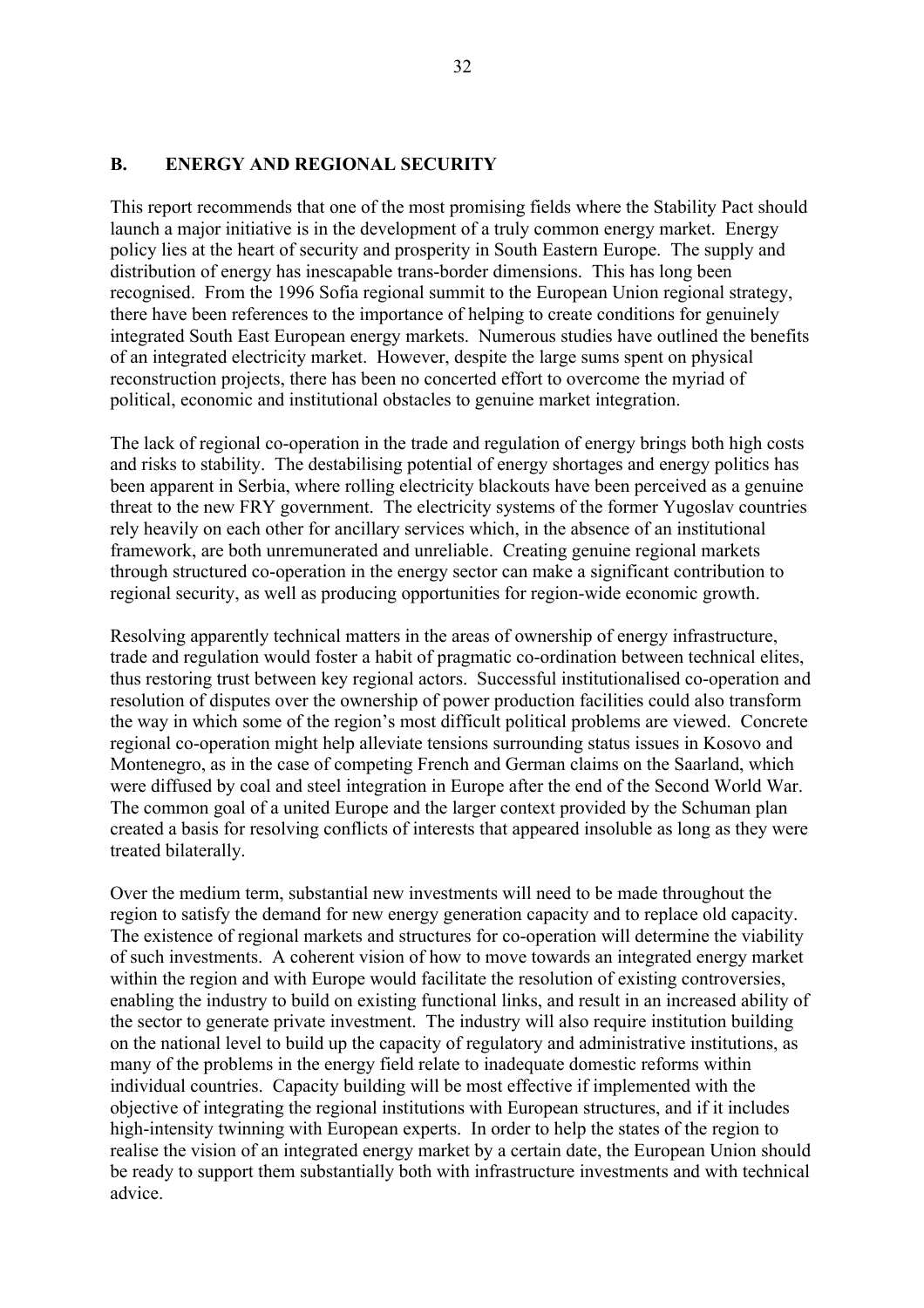## B. ENERGY AND REGIONAL SECURITY

This report recommends that one of the most promising fields where the Stability Pact should launch a major initiative is in the development of a truly common energy market. Energy policy lies at the heart of security and prosperity in South Eastern Europe. The supply and distribution of energy has inescapable trans-border dimensions. This has long been recognised. From the 1996 Sofia regional summit to the European Union regional strategy, there have been references to the importance of helping to create conditions for genuinely integrated South East European energy markets. Numerous studies have outlined the benefits of an integrated electricity market. However, despite the large sums spent on physical reconstruction projects, there has been no concerted effort to overcome the myriad of political, economic and institutional obstacles to genuine market integration.

The lack of regional co-operation in the trade and regulation of energy brings both high costs and risks to stability. The destabilising potential of energy shortages and energy politics has been apparent in Serbia, where rolling electricity blackouts have been perceived as a genuine threat to the new FRY government. The electricity systems of the former Yugoslav countries rely heavily on each other for ancillary services which, in the absence of an institutional framework, are both unremunerated and unreliable. Creating genuine regional markets through structured co-operation in the energy sector can make a significant contribution to regional security, as well as producing opportunities for region-wide economic growth.

Resolving apparently technical matters in the areas of ownership of energy infrastructure, trade and regulation would foster a habit of pragmatic co-ordination between technical elites, thus restoring trust between key regional actors. Successful institutionalised co-operation and resolution of disputes over the ownership of power production facilities could also transform the way in which some of the region's most difficult political problems are viewed. Concrete regional co-operation might help alleviate tensions surrounding status issues in Kosovo and Montenegro, as in the case of competing French and German claims on the Saarland, which were diffused by coal and steel integration in Europe after the end of the Second World War. The common goal of a united Europe and the larger context provided by the Schuman plan created a basis for resolving conflicts of interests that appeared insoluble as long as they were treated bilaterally.

Over the medium term, substantial new investments will need to be made throughout the region to satisfy the demand for new energy generation capacity and to replace old capacity. The existence of regional markets and structures for co-operation will determine the viability of such investments. A coherent vision of how to move towards an integrated energy market within the region and with Europe would facilitate the resolution of existing controversies, enabling the industry to build on existing functional links, and result in an increased ability of the sector to generate private investment. The industry will also require institution building on the national level to build up the capacity of regulatory and administrative institutions, as many of the problems in the energy field relate to inadequate domestic reforms within individual countries. Capacity building will be most effective if implemented with the objective of integrating the regional institutions with European structures, and if it includes high-intensity twinning with European experts. In order to help the states of the region to realise the vision of an integrated energy market by a certain date, the European Union should be ready to support them substantially both with infrastructure investments and with technical advice.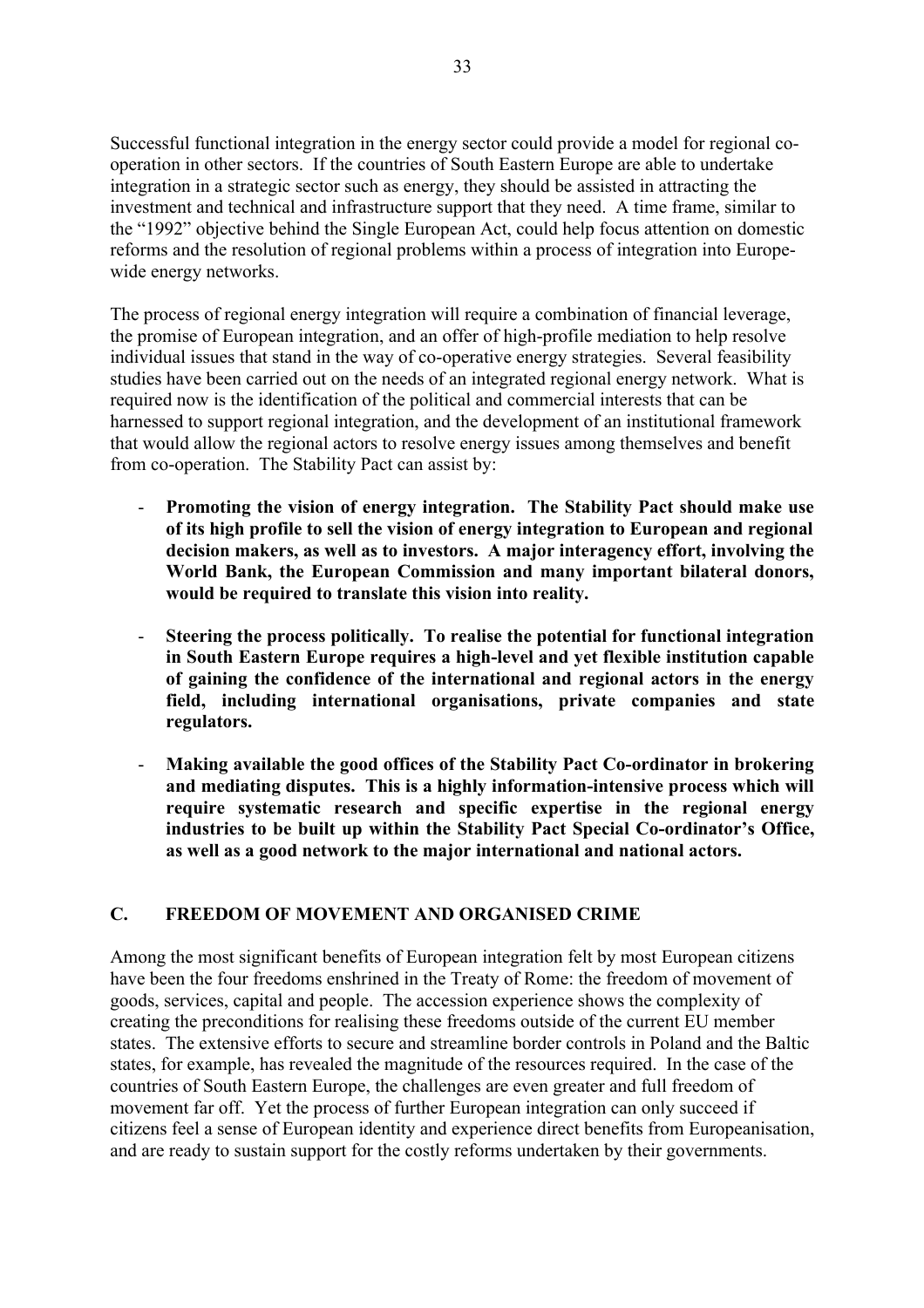Successful functional integration in the energy sector could provide a model for regional co-operation in other sectors. If the countries of South Eastern Europe are able to undertake integration in a strategic sector such as energy, they should be assisted in attracting the investment and technical and infrastructure support that they need. A time frame, similar to the "1992" objective behind the Single European Act, could help focus attention on domestic reforms and the resolution of regional problems within a process of integration into Europe-wide energy networks.

The process of regional energy integration will require a combination of financial leverage, the promise of European integration, and an offer of high-profile mediation to help resolve individual issues that stand in the way of co-operative energy strategies. Several feasibility studies have been carried out on the needs of an integrated regional energy network. What is required now is the identification of the political and commercial interests that can be harnessed to support regional integration, and the development of an institutional framework that would allow the regional actors to resolve energy issues among themselves and benefit from co-operation. The Stability Pact can assist by:

- **Promoting the vision of energy integration. The Stability Pact should make use of its high profile to sell the vision of energy integration to European and regional decision makers, as well as to investors. A major interagency effort, involving the World Bank, the European Commission and many important bilateral donors, would be required to translate this vision into reality.**

- **Steering the process politically. To realise the potential for functional integration in South Eastern Europe requires a high-level and yet flexible institution capable of gaining the confidence of the international and regional actors in the energy field, including international organisations, private companies and state regulators.**

- **Making available the good offices of the Stability Pact Co-ordinator in brokering and mediating disputes. This is a highly information-intensive process which will require systematic research and specific expertise in the regional energy industries to be built up within the Stability Pact Special Co-ordinator's Office, as well as a good network to the major international and national actors.**

## C. FREEDOM OF MOVEMENT AND ORGANISED CRIME

Among the most significant benefits of European integration felt by most European citizens have been the four freedoms enshrined in the Treaty of Rome: the freedom of movement of goods, services, capital and people. The accession experience shows the complexity of creating the preconditions for realising these freedoms outside of the current EU member states. The extensive efforts to secure and streamline border controls in Poland and the Baltic states, for example, has revealed the magnitude of the resources required. In the case of the countries of South Eastern Europe, the challenges are even greater and full freedom of movement far off. Yet the process of further European integration can only succeed if citizens feel a sense of European identity and experience direct benefits from Europeanisation, and are ready to sustain support for the costly reforms undertaken by their governments.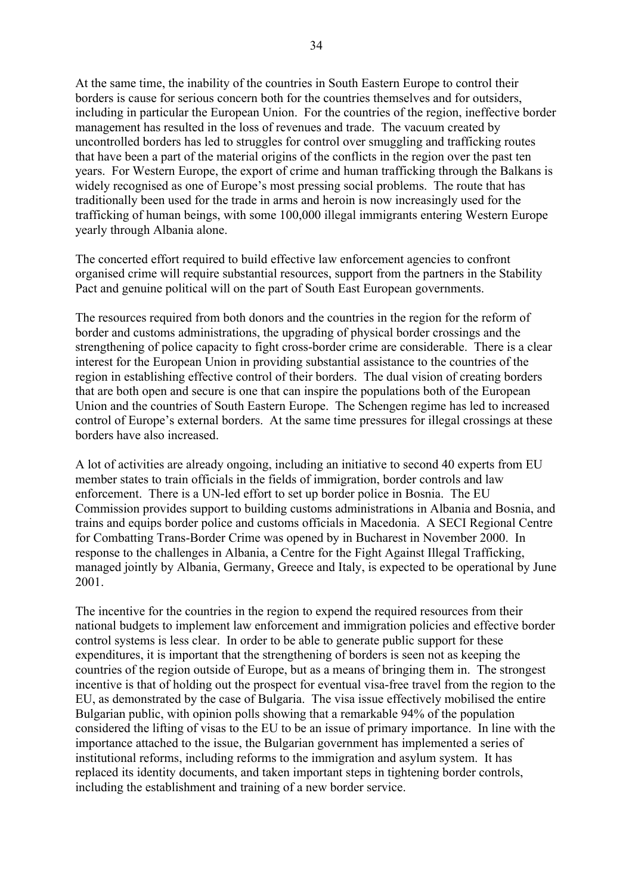At the same time, the inability of the countries in South Eastern Europe to control their borders is cause for serious concern both for the countries themselves and for outsiders, including in particular the European Union. For the countries of the region, ineffective border management has resulted in the loss of revenues and trade. The vacuum created by uncontrolled borders has led to struggles for control over smuggling and trafficking routes that have been a part of the material origins of the conflicts in the region over the past ten years. For Western Europe, the export of crime and human trafficking through the Balkans is widely recognised as one of Europe's most pressing social problems. The route that has traditionally been used for the trade in arms and heroin is now increasingly used for the trafficking of human beings, with some 100,000 illegal immigrants entering Western Europe yearly through Albania alone.

The concerted effort required to build effective law enforcement agencies to confront organised crime will require substantial resources, support from the partners in the Stability Pact and genuine political will on the part of South East European governments.

The resources required from both donors and the countries in the region for the reform of border and customs administrations, the upgrading of physical border crossings and the strengthening of police capacity to fight cross-border crime are considerable. There is a clear interest for the European Union in providing substantial assistance to the countries of the region in establishing effective control of their borders. The dual vision of creating borders that are both open and secure is one that can inspire the populations both of the European Union and the countries of South Eastern Europe. The Schengen regime has led to increased control of Europe's external borders. At the same time pressures for illegal crossings at these borders have also increased.

A lot of activities are already ongoing, including an initiative to second 40 experts from EU member states to train officials in the fields of immigration, border controls and law enforcement. There is a UN-led effort to set up border police in Bosnia. The EU Commission provides support to building customs administrations in Albania and Bosnia, and trains and equips border police and customs officials in Macedonia. A SECI Regional Centre for Combatting Trans-Border Crime was opened by in Bucharest in November 2000. In response to the challenges in Albania, a Centre for the Fight Against Illegal Trafficking, managed jointly by Albania, Germany, Greece and Italy, is expected to be operational by June 2001.

The incentive for the countries in the region to expend the required resources from their national budgets to implement law enforcement and immigration policies and effective border control systems is less clear. In order to be able to generate public support for these expenditures, it is important that the strengthening of borders is seen not as keeping the countries of the region outside of Europe, but as a means of bringing them in. The strongest incentive is that of holding out the prospect for eventual visa-free travel from the region to the EU, as demonstrated by the case of Bulgaria. The visa issue effectively mobilised the entire Bulgarian public, with opinion polls showing that a remarkable 94% of the population considered the lifting of visas to the EU to be an issue of primary importance. In line with the importance attached to the issue, the Bulgarian government has implemented a series of institutional reforms, including reforms to the immigration and asylum system. It has replaced its identity documents, and taken important steps in tightening border controls, including the establishment and training of a new border service.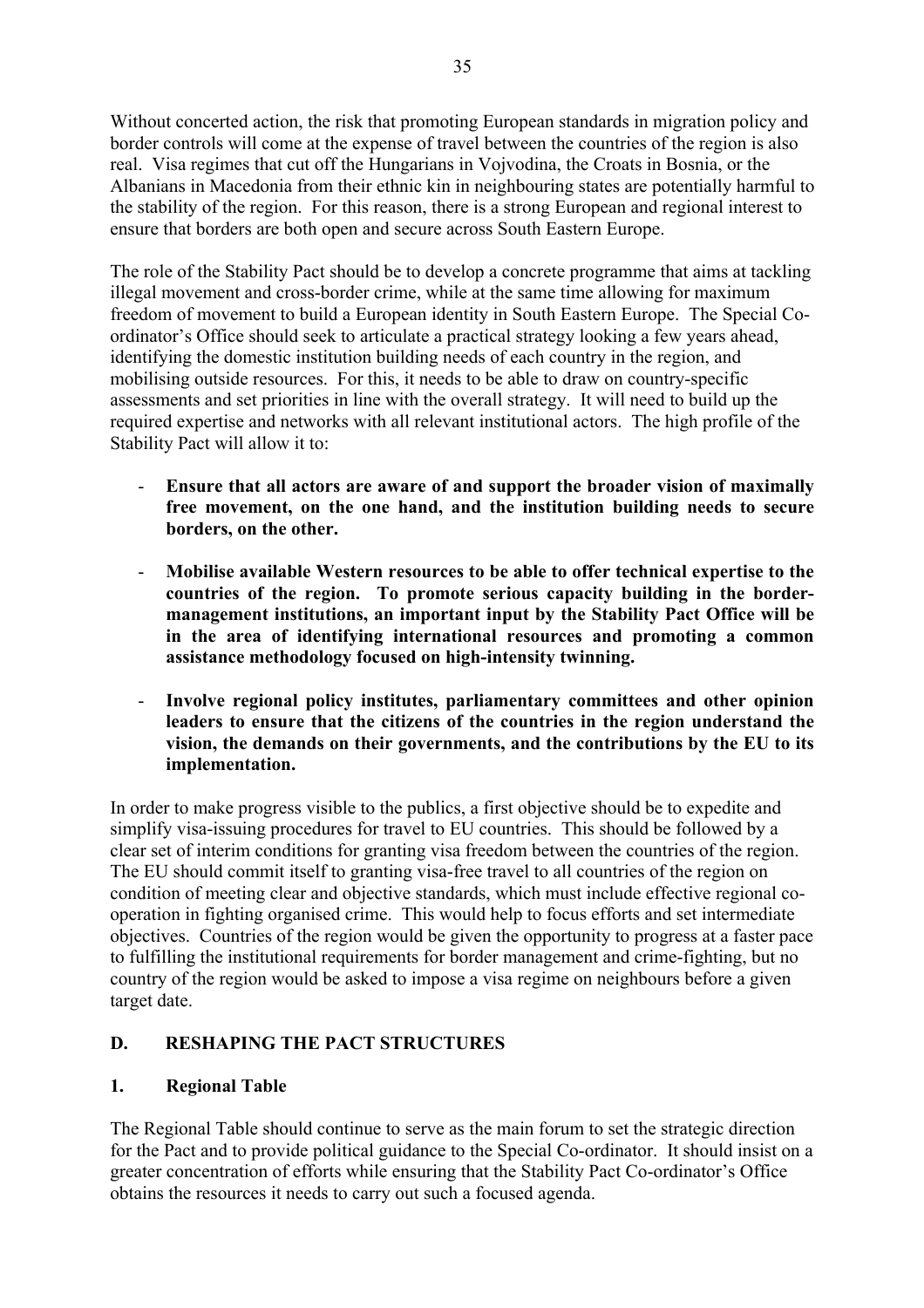Without concerted action, the risk that promoting European standards in migration policy and border controls will come at the expense of travel between the countries of the region is also real. Visa regimes that cut off the Hungarians in Vojvodina, the Croats in Bosnia, or the Albanians in Macedonia from their ethnic kin in neighbouring states are potentially harmful to the stability of the region. For this reason, there is a strong European and regional interest to ensure that borders are both open and secure across South Eastern Europe.

The role of the Stability Pact should be to develop a concrete programme that aims at tackling illegal movement and cross-border crime, while at the same time allowing for maximum freedom of movement to build a European identity in South Eastern Europe. The Special Co-ordinator's Office should seek to articulate a practical strategy looking a few years ahead, identifying the domestic institution building needs of each country in the region, and mobilising outside resources. For this, it needs to be able to draw on country-specific assessments and set priorities in line with the overall strategy. It will need to build up the required expertise and networks with all relevant institutional actors. The high profile of the Stability Pact will allow it to:

- **Ensure that all actors are aware of and support the broader vision of maximally free movement, on the one hand, and the institution building needs to secure borders, on the other.**

- **Mobilise available Western resources to be able to offer technical expertise to the countries of the region. To promote serious capacity building in the border-management institutions, an important input by the Stability Pact Office will be in the area of identifying international resources and promoting a common assistance methodology focused on high-intensity twinning.**

- **Involve regional policy institutes, parliamentary committees and other opinion leaders to ensure that the citizens of the countries in the region understand the vision, the demands on their governments, and the contributions by the EU to its implementation.**

In order to make progress visible to the publics, a first objective should be to expedite and simplify visa-issuing procedures for travel to EU countries. This should be followed by a clear set of interim conditions for granting visa freedom between the countries of the region. The EU should commit itself to granting visa-free travel to all countries of the region on condition of meeting clear and objective standards, which must include effective regional co-operation in fighting organised crime. This would help to focus efforts and set intermediate objectives. Countries of the region would be given the opportunity to progress at a faster pace to fulfilling the institutional requirements for border management and crime-fighting, but no country of the region would be asked to impose a visa regime on neighbours before a given target date.

## D. RESHAPING THE PACT STRUCTURES

### 1. Regional Table

The Regional Table should continue to serve as the main forum to set the strategic direction for the Pact and to provide political guidance to the Special Co-ordinator. It should insist on a greater concentration of efforts while ensuring that the Stability Pact Co-ordinator's Office obtains the resources it needs to carry out such a focused agenda.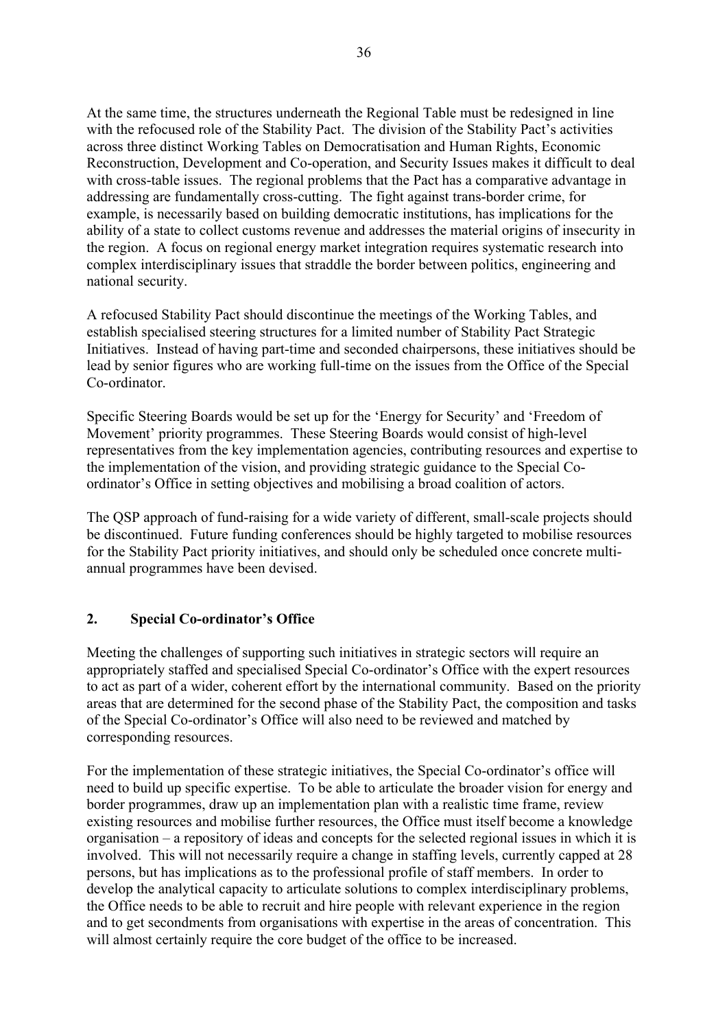At the same time, the structures underneath the Regional Table must be redesigned in line with the refocused role of the Stability Pact. The division of the Stability Pact's activities across three distinct Working Tables on Democratisation and Human Rights, Economic Reconstruction, Development and Co-operation, and Security Issues makes it difficult to deal with cross-table issues. The regional problems that the Pact has a comparative advantage in addressing are fundamentally cross-cutting. The fight against trans-border crime, for example, is necessarily based on building democratic institutions, has implications for the ability of a state to collect customs revenue and addresses the material origins of insecurity in the region. A focus on regional energy market integration requires systematic research into complex interdisciplinary issues that straddle the border between politics, engineering and national security.

A refocused Stability Pact should discontinue the meetings of the Working Tables, and establish specialised steering structures for a limited number of Stability Pact Strategic Initiatives. Instead of having part-time and seconded chairpersons, these initiatives should be lead by senior figures who are working full-time on the issues from the Office of the Special Co-ordinator.

Specific Steering Boards would be set up for the 'Energy for Security' and 'Freedom of Movement' priority programmes. These Steering Boards would consist of high-level representatives from the key implementation agencies, contributing resources and expertise to the implementation of the vision, and providing strategic guidance to the Special Co-ordinator's Office in setting objectives and mobilising a broad coalition of actors.

The QSP approach of fund-raising for a wide variety of different, small-scale projects should be discontinued. Future funding conferences should be highly targeted to mobilise resources for the Stability Pact priority initiatives, and should only be scheduled once concrete multi-annual programmes have been devised.

## 2. Special Co-ordinator's Office

Meeting the challenges of supporting such initiatives in strategic sectors will require an appropriately staffed and specialised Special Co-ordinator's Office with the expert resources to act as part of a wider, coherent effort by the international community. Based on the priority areas that are determined for the second phase of the Stability Pact, the composition and tasks of the Special Co-ordinator's Office will also need to be reviewed and matched by corresponding resources.

For the implementation of these strategic initiatives, the Special Co-ordinator's office will need to build up specific expertise. To be able to articulate the broader vision for energy and border programmes, draw up an implementation plan with a realistic time frame, review existing resources and mobilise further resources, the Office must itself become a knowledge organisation – a repository of ideas and concepts for the selected regional issues in which it is involved. This will not necessarily require a change in staffing levels, currently capped at 28 persons, but has implications as to the professional profile of staff members. In order to develop the analytical capacity to articulate solutions to complex interdisciplinary problems, the Office needs to be able to recruit and hire people with relevant experience in the region and to get secondments from organisations with expertise in the areas of concentration. This will almost certainly require the core budget of the office to be increased.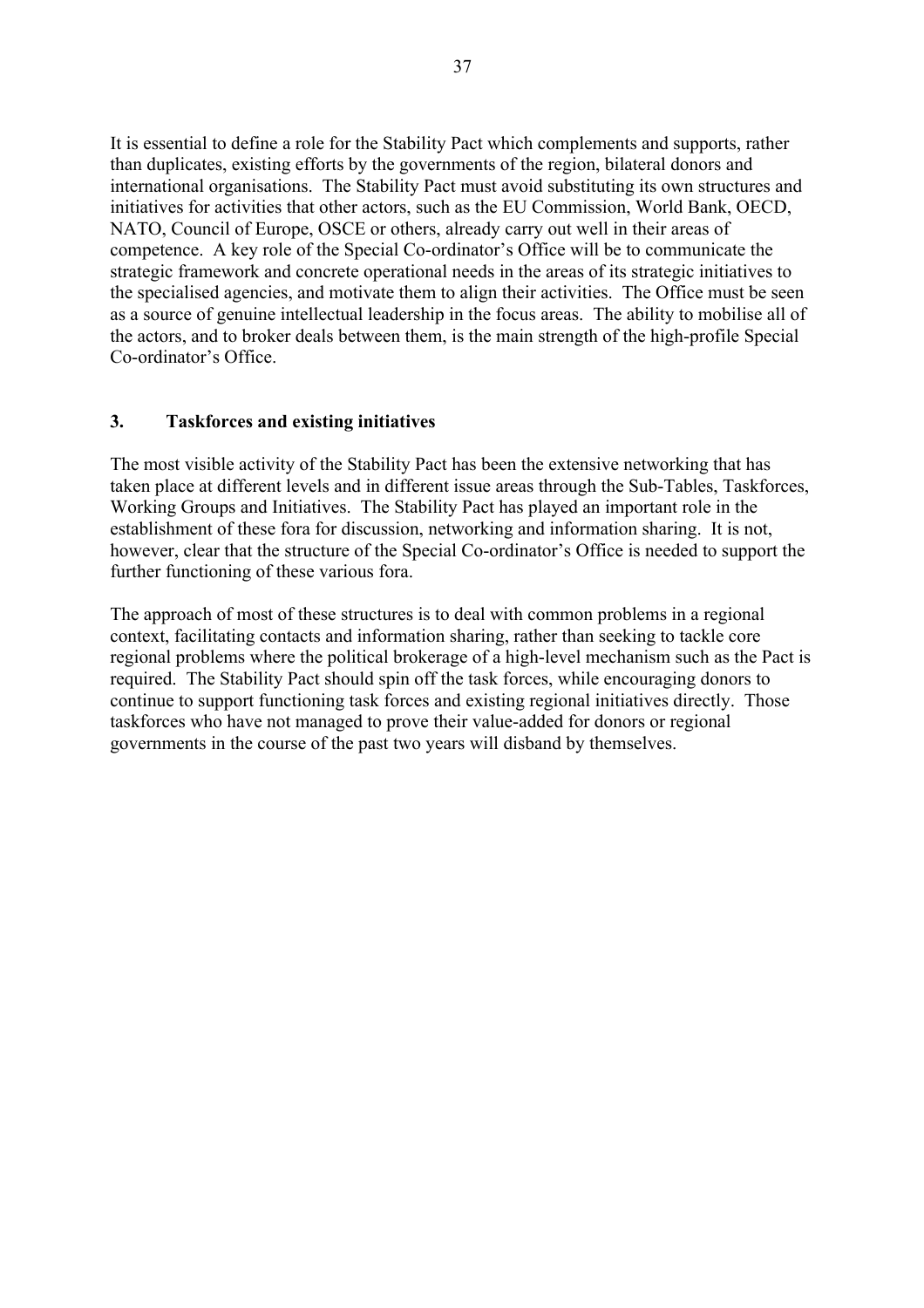It is essential to define a role for the Stability Pact which complements and supports, rather than duplicates, existing efforts by the governments of the region, bilateral donors and international organisations. The Stability Pact must avoid substituting its own structures and initiatives for activities that other actors, such as the EU Commission, World Bank, OECD, NATO, Council of Europe, OSCE or others, already carry out well in their areas of competence. A key role of the Special Co-ordinator's Office will be to communicate the strategic framework and concrete operational needs in the areas of its strategic initiatives to the specialised agencies, and motivate them to align their activities. The Office must be seen as a source of genuine intellectual leadership in the focus areas. The ability to mobilise all of the actors, and to broker deals between them, is the main strength of the high-profile Special Co-ordinator's Office.

### 3. Taskforces and existing initiatives

The most visible activity of the Stability Pact has been the extensive networking that has taken place at different levels and in different issue areas through the Sub-Tables, Taskforces, Working Groups and Initiatives. The Stability Pact has played an important role in the establishment of these fora for discussion, networking and information sharing. It is not, however, clear that the structure of the Special Co-ordinator's Office is needed to support the further functioning of these various fora.

The approach of most of these structures is to deal with common problems in a regional context, facilitating contacts and information sharing, rather than seeking to tackle core regional problems where the political brokerage of a high-level mechanism such as the Pact is required. The Stability Pact should spin off the task forces, while encouraging donors to continue to support functioning task forces and existing regional initiatives directly. Those taskforces who have not managed to prove their value-added for donors or regional governments in the course of the past two years will disband by themselves.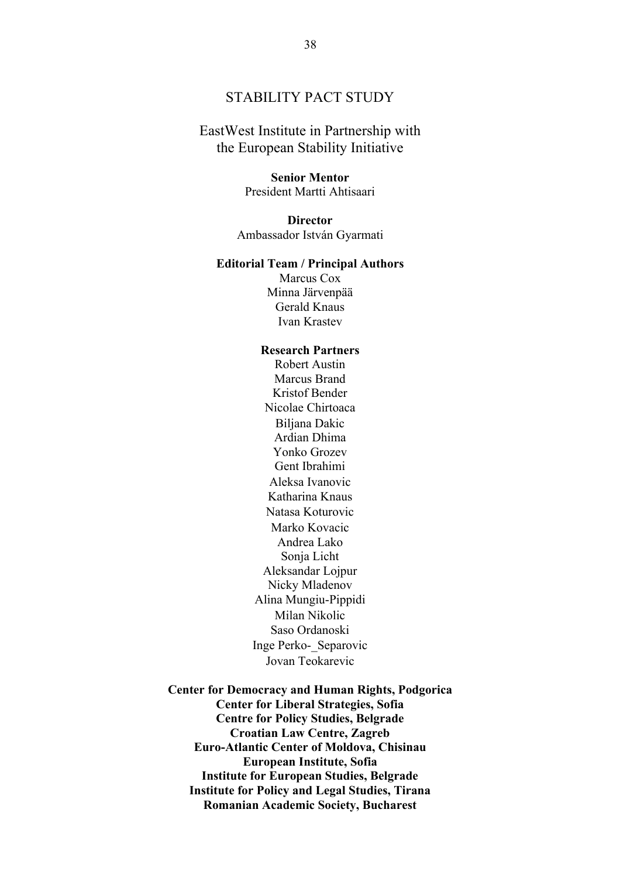# STABILITY PACT STUDY

## EastWest Institute in Partnership with the European Stability Initiative

**Senior Mentor**
President Martti Ahtisaari

**Director**
Ambassador István Gyarmati

**Editorial Team / Principal Authors**
Marcus Cox
Minna Järvenpää
Gerald Knaus
Ivan Krastev

**Research Partners**
Robert Austin
Marcus Brand
Kristof Bender
Nicolae Chirtoaca
Biljana Dakic
Ardian Dhima
Yonko Grozev
Gent Ibrahimi
Aleksa Ivanovic
Katharina Knaus
Natasa Koturovic
Marko Kovacic
Andrea Lako
Sonja Licht
Aleksandar Lojpur
Nicky Mladenov
Alina Mungiu-Pippidi
Milan Nikolic
Saso Ordanoski
Inge Perko-_Separovic
Jovan Teokarevic

**Center for Democracy and Human Rights, Podgorica**
**Center for Liberal Strategies, Sofia**
**Centre for Policy Studies, Belgrade**
**Croatian Law Centre, Zagreb**
**Euro-Atlantic Center of Moldova, Chisinau**
**European Institute, Sofia**
**Institute for European Studies, Belgrade**
**Institute for Policy and Legal Studies, Tirana**
**Romanian Academic Society, Bucharest**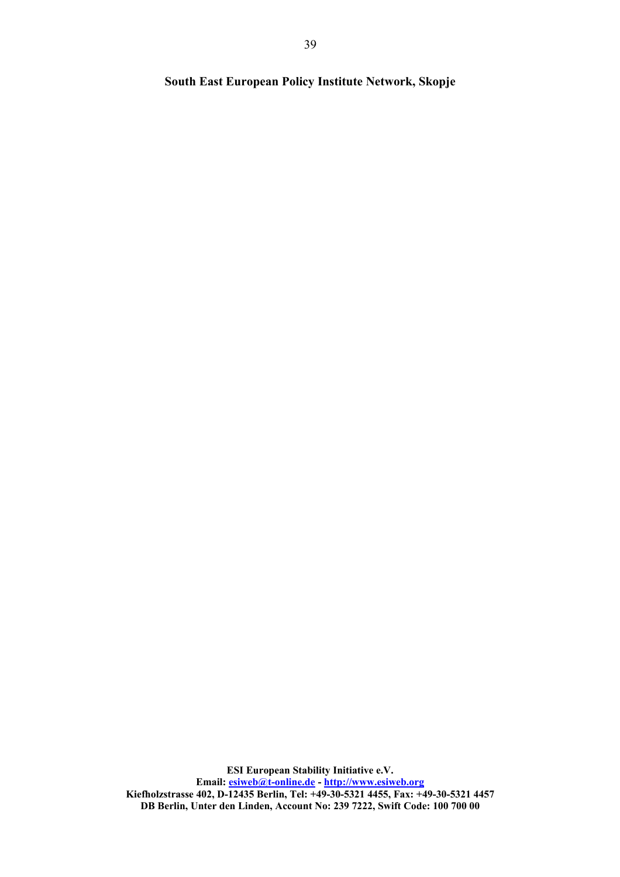**South East European Policy Institute Network, Skopje**